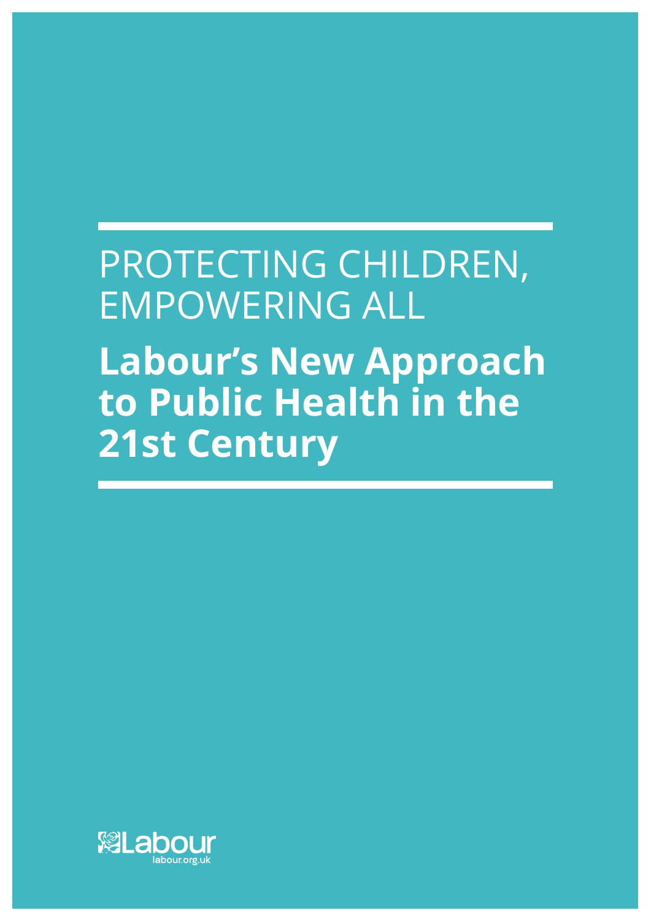# PROTECTING CHILDREN, EMPOWERING ALL

## Labour's New Approach to Public Health in the 21st Century

Labour

labour.org.uk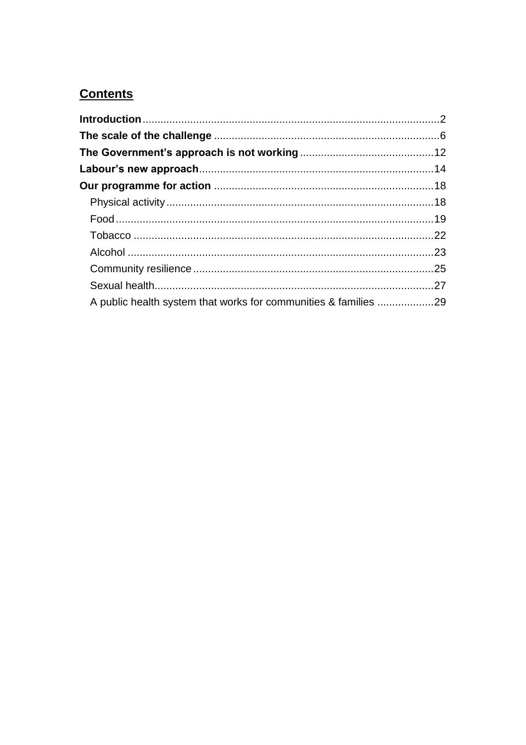## Contents

**Introduction** .......... 2
**The scale of the challenge** .......... 6
**The Government's approach is not working** .......... 12
**Labour's new approach** .......... 14
**Our programme for action** .......... 18
- Physical activity .......... 18
- Food .......... 19
- Tobacco .......... 22
- Alcohol .......... 23
- Community resilience .......... 25
- Sexual health .......... 27
- A public health system that works for communities & families .......... 29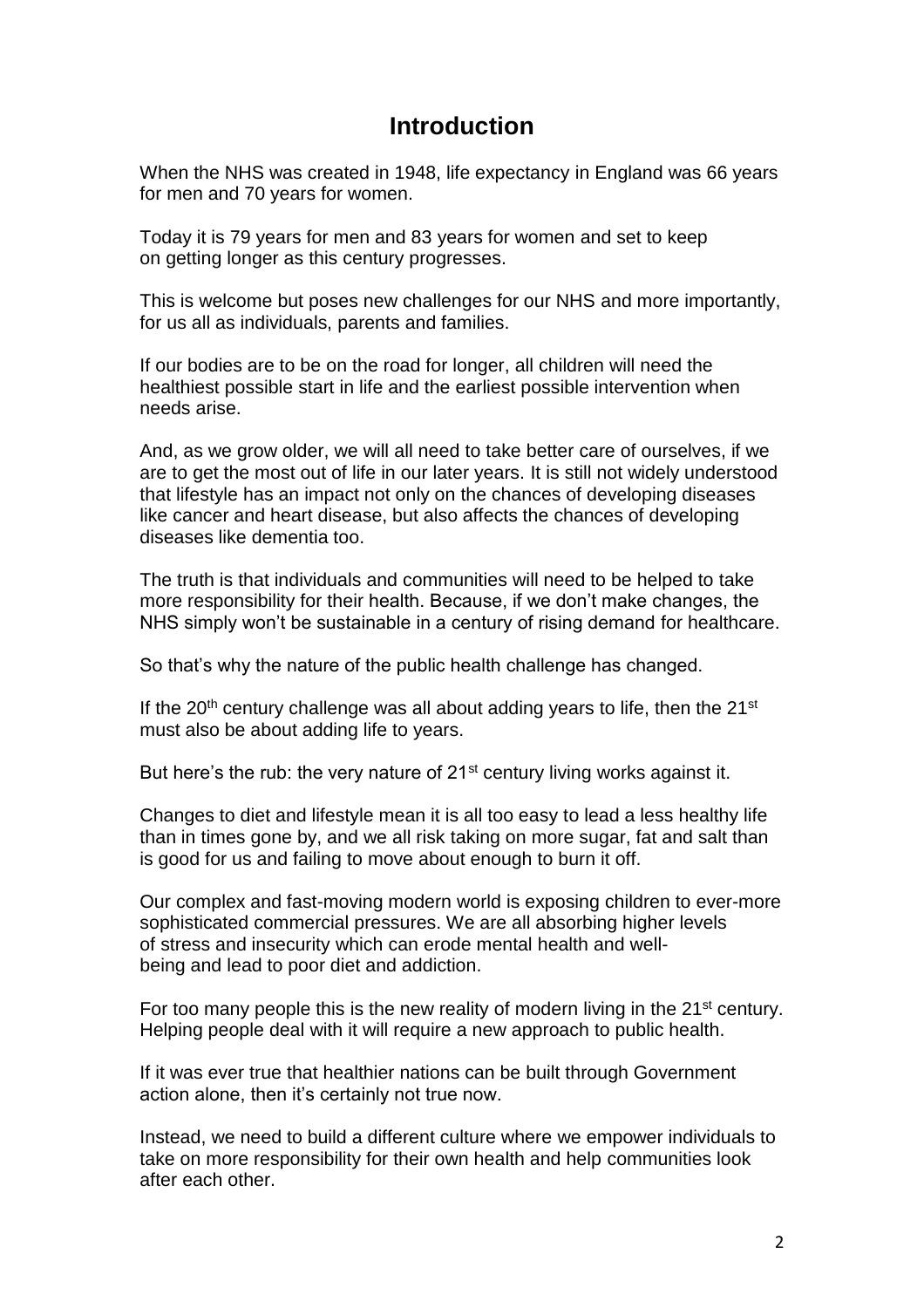# Introduction

When the NHS was created in 1948, life expectancy in England was 66 years for men and 70 years for women.

Today it is 79 years for men and 83 years for women and set to keep on getting longer as this century progresses.

This is welcome but poses new challenges for our NHS and more importantly, for us all as individuals, parents and families.

If our bodies are to be on the road for longer, all children will need the healthiest possible start in life and the earliest possible intervention when needs arise.

And, as we grow older, we will all need to take better care of ourselves, if we are to get the most out of life in our later years. It is still not widely understood that lifestyle has an impact not only on the chances of developing diseases like cancer and heart disease, but also affects the chances of developing diseases like dementia too.

The truth is that individuals and communities will need to be helped to take more responsibility for their health. Because, if we don't make changes, the NHS simply won't be sustainable in a century of rising demand for healthcare.

So that's why the nature of the public health challenge has changed.

If the 20th century challenge was all about adding years to life, then the 21st must also be about adding life to years.

But here's the rub: the very nature of 21st century living works against it.

Changes to diet and lifestyle mean it is all too easy to lead a less healthy life than in times gone by, and we all risk taking on more sugar, fat and salt than is good for us and failing to move about enough to burn it off.

Our complex and fast-moving modern world is exposing children to ever-more sophisticated commercial pressures. We are all absorbing higher levels of stress and insecurity which can erode mental health and well-being and lead to poor diet and addiction.

For too many people this is the new reality of modern living in the 21st century. Helping people deal with it will require a new approach to public health.

If it was ever true that healthier nations can be built through Government action alone, then it's certainly not true now.

Instead, we need to build a different culture where we empower individuals to take on more responsibility for their own health and help communities look after each other.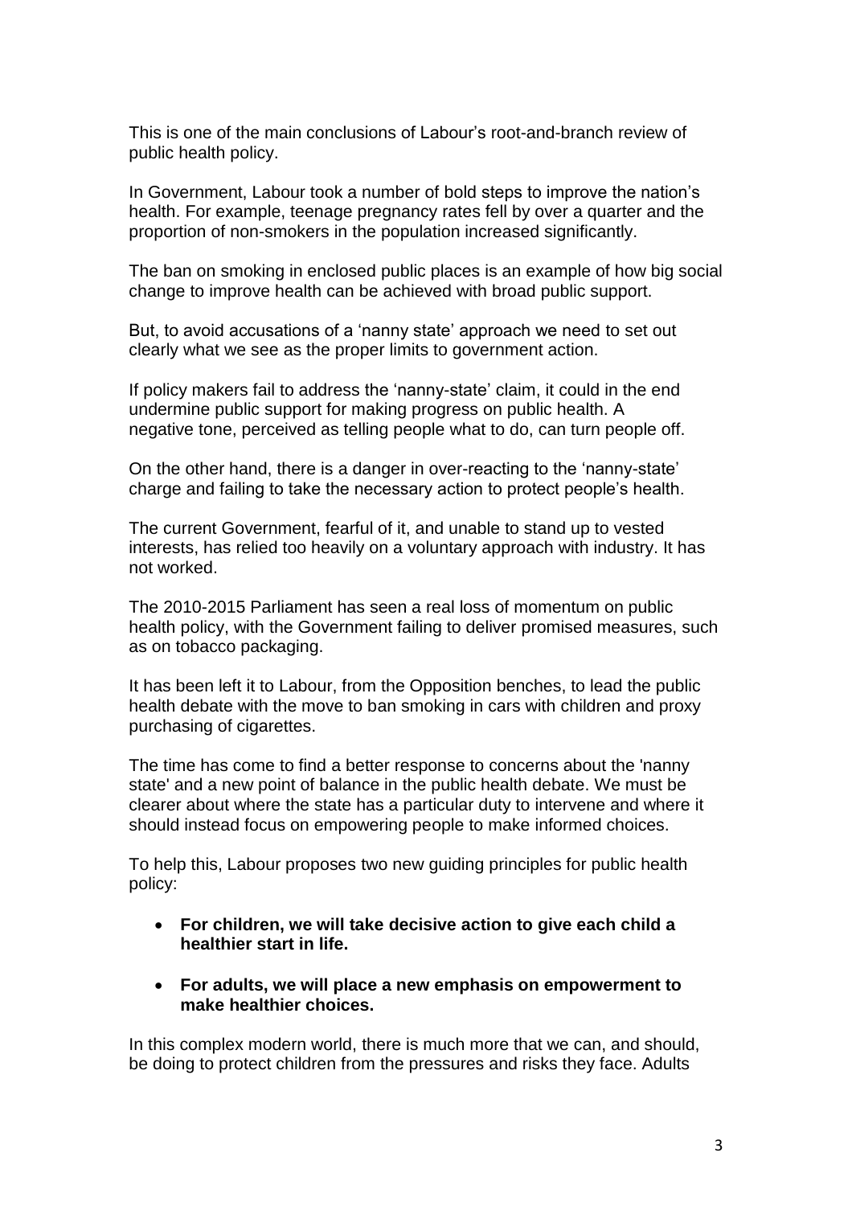This is one of the main conclusions of Labour's root-and-branch review of public health policy.

In Government, Labour took a number of bold steps to improve the nation's health. For example, teenage pregnancy rates fell by over a quarter and the proportion of non-smokers in the population increased significantly.

The ban on smoking in enclosed public places is an example of how big social change to improve health can be achieved with broad public support.

But, to avoid accusations of a 'nanny state' approach we need to set out clearly what we see as the proper limits to government action.

If policy makers fail to address the 'nanny-state' claim, it could in the end undermine public support for making progress on public health. A negative tone, perceived as telling people what to do, can turn people off.

On the other hand, there is a danger in over-reacting to the 'nanny-state' charge and failing to take the necessary action to protect people's health.

The current Government, fearful of it, and unable to stand up to vested interests, has relied too heavily on a voluntary approach with industry. It has not worked.

The 2010-2015 Parliament has seen a real loss of momentum on public health policy, with the Government failing to deliver promised measures, such as on tobacco packaging.

It has been left it to Labour, from the Opposition benches, to lead the public health debate with the move to ban smoking in cars with children and proxy purchasing of cigarettes.

The time has come to find a better response to concerns about the 'nanny state' and a new point of balance in the public health debate. We must be clearer about where the state has a particular duty to intervene and where it should instead focus on empowering people to make informed choices.

To help this, Labour proposes two new guiding principles for public health policy:

- **For children, we will take decisive action to give each child a healthier start in life.**
- **For adults, we will place a new emphasis on empowerment to make healthier choices.**

In this complex modern world, there is much more that we can, and should, be doing to protect children from the pressures and risks they face. Adults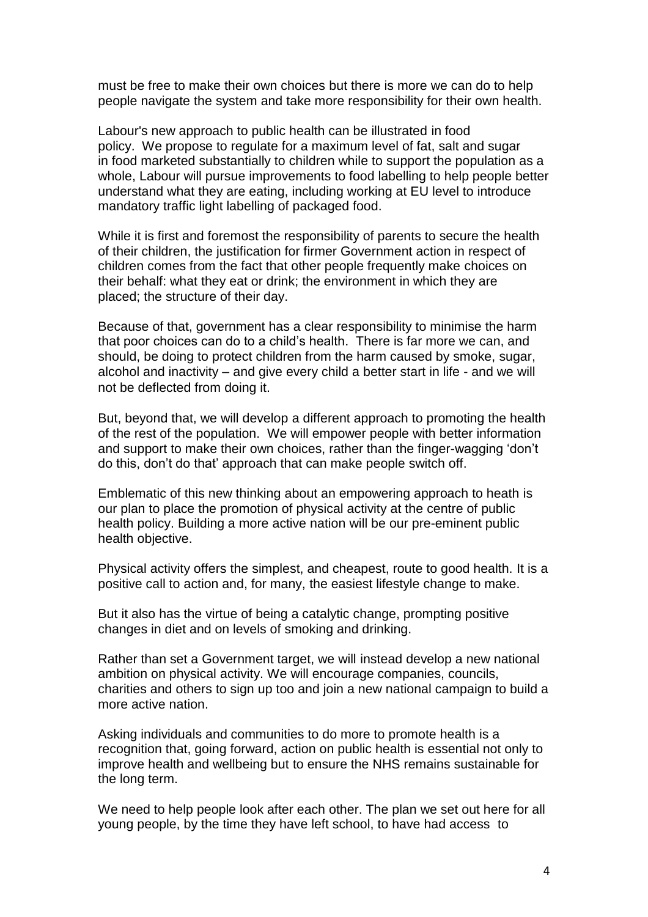must be free to make their own choices but there is more we can do to help people navigate the system and take more responsibility for their own health.

Labour's new approach to public health can be illustrated in food policy. We propose to regulate for a maximum level of fat, salt and sugar in food marketed substantially to children while to support the population as a whole, Labour will pursue improvements to food labelling to help people better understand what they are eating, including working at EU level to introduce mandatory traffic light labelling of packaged food.

While it is first and foremost the responsibility of parents to secure the health of their children, the justification for firmer Government action in respect of children comes from the fact that other people frequently make choices on their behalf: what they eat or drink; the environment in which they are placed; the structure of their day.

Because of that, government has a clear responsibility to minimise the harm that poor choices can do to a child's health. There is far more we can, and should, be doing to protect children from the harm caused by smoke, sugar, alcohol and inactivity – and give every child a better start in life - and we will not be deflected from doing it.

But, beyond that, we will develop a different approach to promoting the health of the rest of the population. We will empower people with better information and support to make their own choices, rather than the finger-wagging 'don't do this, don't do that' approach that can make people switch off.

Emblematic of this new thinking about an empowering approach to heath is our plan to place the promotion of physical activity at the centre of public health policy. Building a more active nation will be our pre-eminent public health objective.

Physical activity offers the simplest, and cheapest, route to good health. It is a positive call to action and, for many, the easiest lifestyle change to make.

But it also has the virtue of being a catalytic change, prompting positive changes in diet and on levels of smoking and drinking.

Rather than set a Government target, we will instead develop a new national ambition on physical activity. We will encourage companies, councils, charities and others to sign up too and join a new national campaign to build a more active nation.

Asking individuals and communities to do more to promote health is a recognition that, going forward, action on public health is essential not only to improve health and wellbeing but to ensure the NHS remains sustainable for the long term.

We need to help people look after each other. The plan we set out here for all young people, by the time they have left school, to have had access to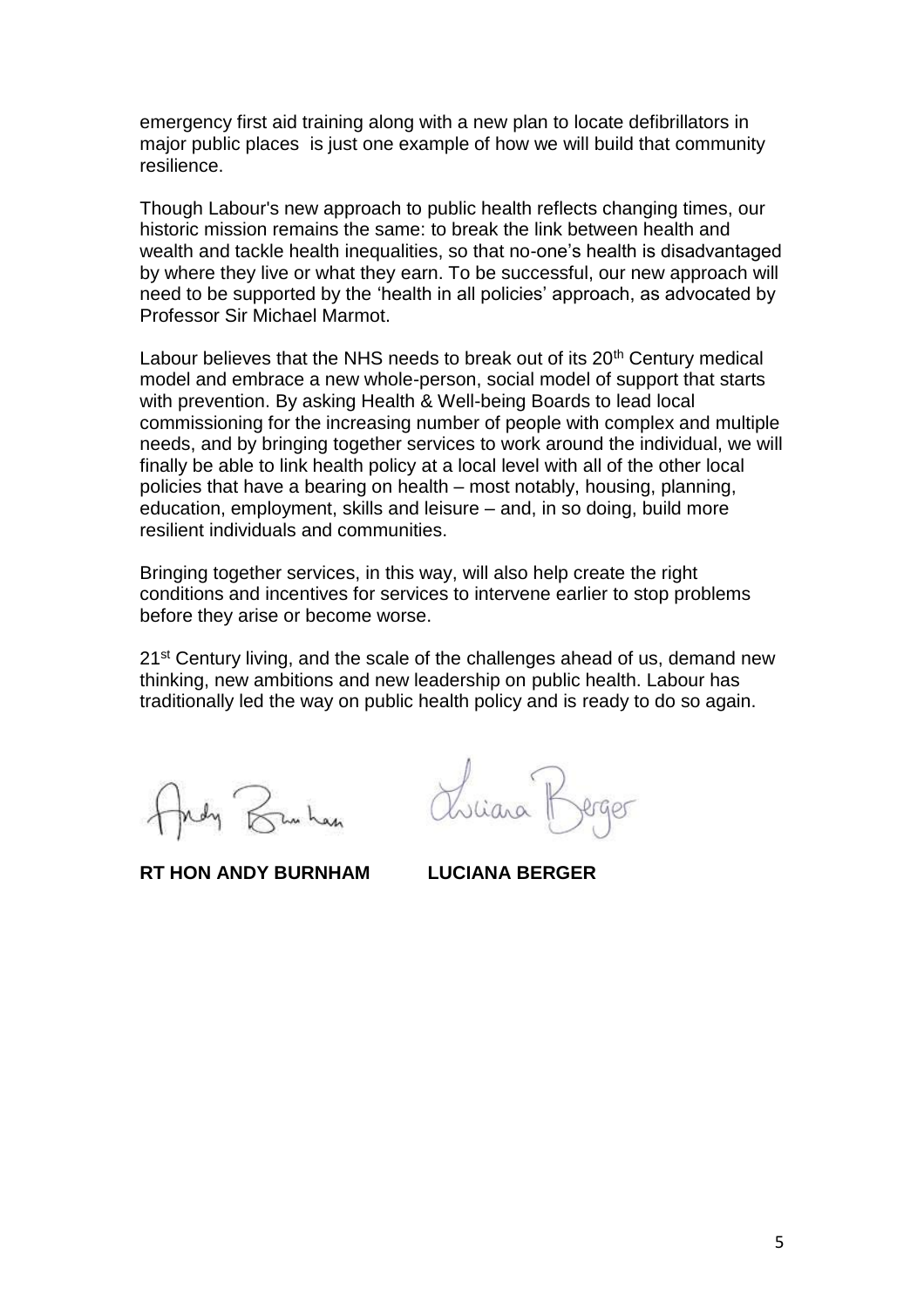emergency first aid training along with a new plan to locate defibrillators in major public places is just one example of how we will build that community resilience.

Though Labour's new approach to public health reflects changing times, our historic mission remains the same: to break the link between health and wealth and tackle health inequalities, so that no-one's health is disadvantaged by where they live or what they earn. To be successful, our new approach will need to be supported by the 'health in all policies' approach, as advocated by Professor Sir Michael Marmot.

Labour believes that the NHS needs to break out of its 20th Century medical model and embrace a new whole-person, social model of support that starts with prevention. By asking Health & Well-being Boards to lead local commissioning for the increasing number of people with complex and multiple needs, and by bringing together services to work around the individual, we will finally be able to link health policy at a local level with all of the other local policies that have a bearing on health – most notably, housing, planning, education, employment, skills and leisure – and, in so doing, build more resilient individuals and communities.

Bringing together services, in this way, will also help create the right conditions and incentives for services to intervene earlier to stop problems before they arise or become worse.

21st Century living, and the scale of the challenges ahead of us, demand new thinking, new ambitions and new leadership on public health. Labour has traditionally led the way on public health policy and is ready to do so again.

Andy Burnham Luciana Berger

**RT HON ANDY BURNHAM** **LUCIANA BERGER**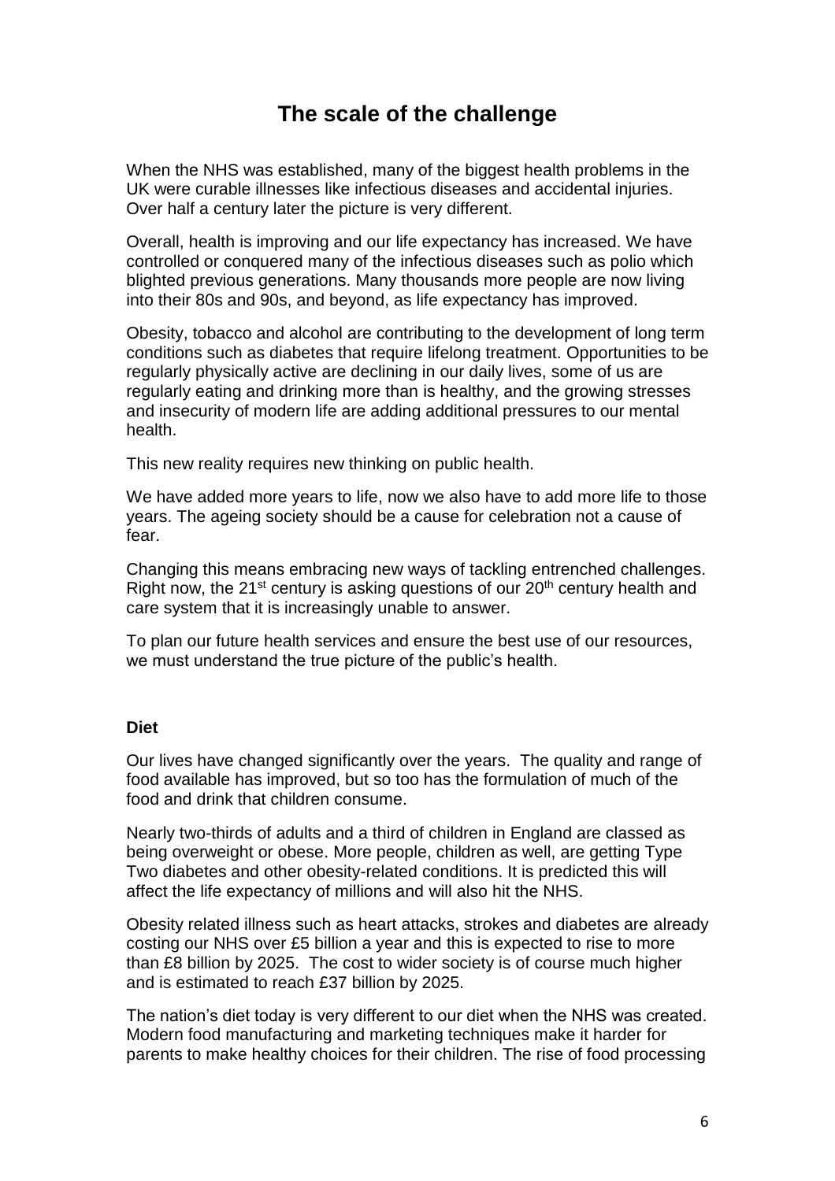# The scale of the challenge

When the NHS was established, many of the biggest health problems in the UK were curable illnesses like infectious diseases and accidental injuries. Over half a century later the picture is very different.

Overall, health is improving and our life expectancy has increased. We have controlled or conquered many of the infectious diseases such as polio which blighted previous generations. Many thousands more people are now living into their 80s and 90s, and beyond, as life expectancy has improved.

Obesity, tobacco and alcohol are contributing to the development of long term conditions such as diabetes that require lifelong treatment. Opportunities to be regularly physically active are declining in our daily lives, some of us are regularly eating and drinking more than is healthy, and the growing stresses and insecurity of modern life are adding additional pressures to our mental health.

This new reality requires new thinking on public health.

We have added more years to life, now we also have to add more life to those years. The ageing society should be a cause for celebration not a cause of fear.

Changing this means embracing new ways of tackling entrenched challenges. Right now, the 21st century is asking questions of our 20th century health and care system that it is increasingly unable to answer.

To plan our future health services and ensure the best use of our resources, we must understand the true picture of the public's health.

**Diet**

Our lives have changed significantly over the years. The quality and range of food available has improved, but so too has the formulation of much of the food and drink that children consume.

Nearly two-thirds of adults and a third of children in England are classed as being overweight or obese. More people, children as well, are getting Type Two diabetes and other obesity-related conditions. It is predicted this will affect the life expectancy of millions and will also hit the NHS.

Obesity related illness such as heart attacks, strokes and diabetes are already costing our NHS over £5 billion a year and this is expected to rise to more than £8 billion by 2025. The cost to wider society is of course much higher and is estimated to reach £37 billion by 2025.

The nation's diet today is very different to our diet when the NHS was created. Modern food manufacturing and marketing techniques make it harder for parents to make healthy choices for their children. The rise of food processing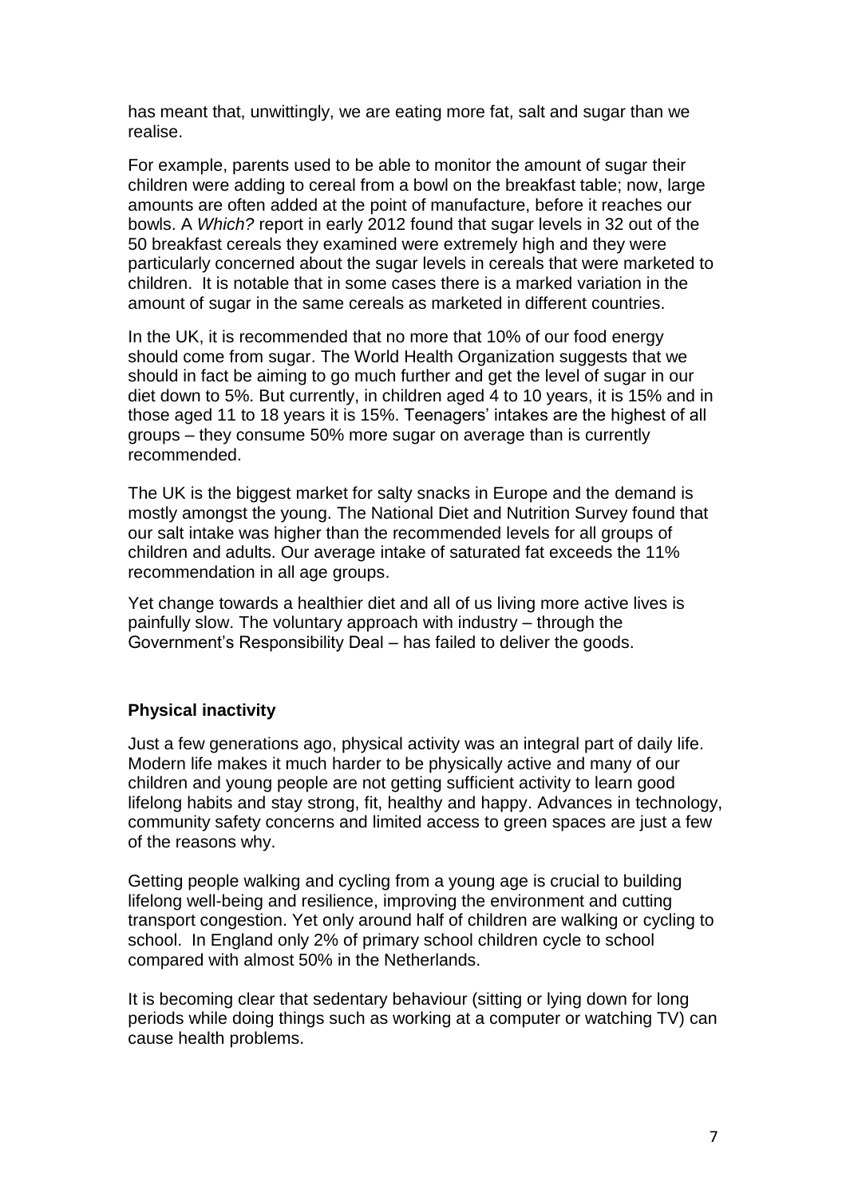has meant that, unwittingly, we are eating more fat, salt and sugar than we realise.

For example, parents used to be able to monitor the amount of sugar their children were adding to cereal from a bowl on the breakfast table; now, large amounts are often added at the point of manufacture, before it reaches our bowls. A *Which?* report in early 2012 found that sugar levels in 32 out of the 50 breakfast cereals they examined were extremely high and they were particularly concerned about the sugar levels in cereals that were marketed to children. It is notable that in some cases there is a marked variation in the amount of sugar in the same cereals as marketed in different countries.

In the UK, it is recommended that no more that 10% of our food energy should come from sugar. The World Health Organization suggests that we should in fact be aiming to go much further and get the level of sugar in our diet down to 5%. But currently, in children aged 4 to 10 years, it is 15% and in those aged 11 to 18 years it is 15%. Teenagers' intakes are the highest of all groups – they consume 50% more sugar on average than is currently recommended.

The UK is the biggest market for salty snacks in Europe and the demand is mostly amongst the young. The National Diet and Nutrition Survey found that our salt intake was higher than the recommended levels for all groups of children and adults. Our average intake of saturated fat exceeds the 11% recommendation in all age groups.

Yet change towards a healthier diet and all of us living more active lives is painfully slow. The voluntary approach with industry – through the Government's Responsibility Deal – has failed to deliver the goods.

**Physical inactivity**

Just a few generations ago, physical activity was an integral part of daily life. Modern life makes it much harder to be physically active and many of our children and young people are not getting sufficient activity to learn good lifelong habits and stay strong, fit, healthy and happy. Advances in technology, community safety concerns and limited access to green spaces are just a few of the reasons why.

Getting people walking and cycling from a young age is crucial to building lifelong well-being and resilience, improving the environment and cutting transport congestion. Yet only around half of children are walking or cycling to school. In England only 2% of primary school children cycle to school compared with almost 50% in the Netherlands.

It is becoming clear that sedentary behaviour (sitting or lying down for long periods while doing things such as working at a computer or watching TV) can cause health problems.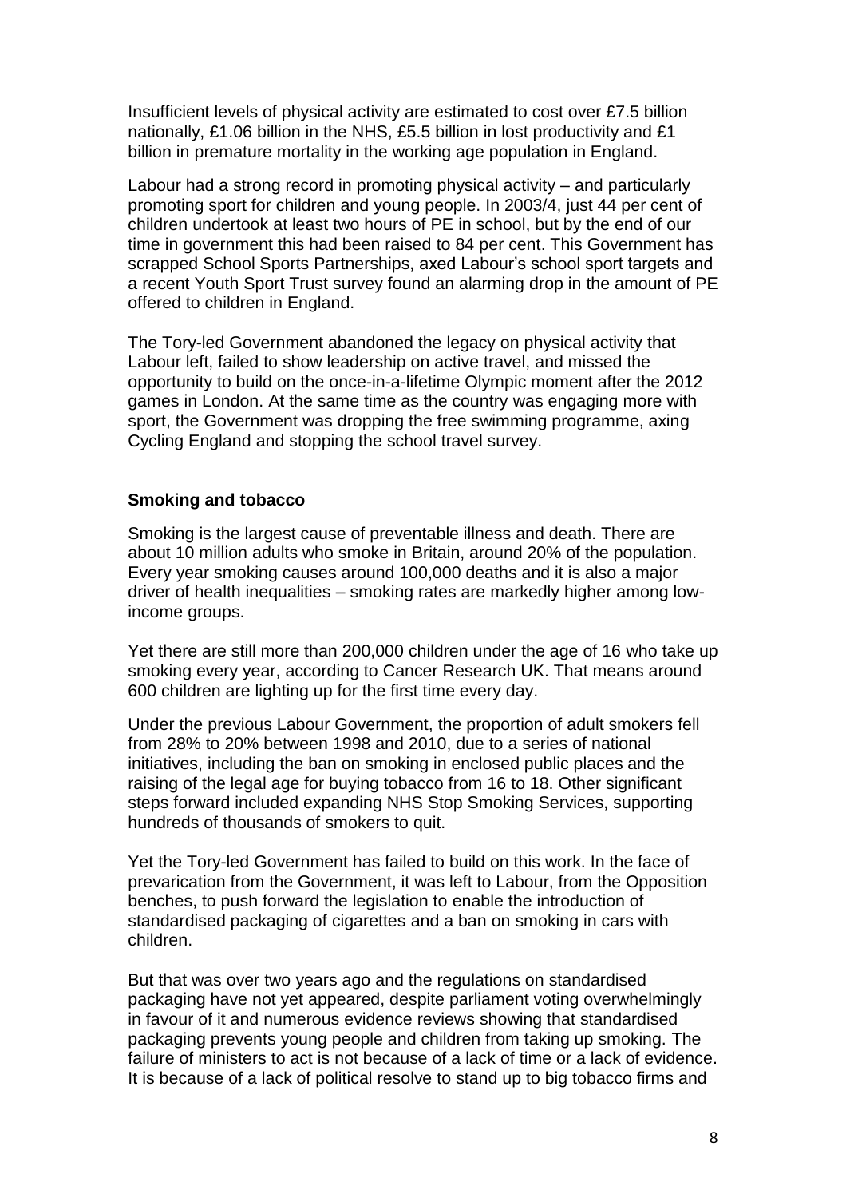Insufficient levels of physical activity are estimated to cost over £7.5 billion nationally, £1.06 billion in the NHS, £5.5 billion in lost productivity and £1 billion in premature mortality in the working age population in England.

Labour had a strong record in promoting physical activity – and particularly promoting sport for children and young people. In 2003/4, just 44 per cent of children undertook at least two hours of PE in school, but by the end of our time in government this had been raised to 84 per cent. This Government has scrapped School Sports Partnerships, axed Labour's school sport targets and a recent Youth Sport Trust survey found an alarming drop in the amount of PE offered to children in England.

The Tory-led Government abandoned the legacy on physical activity that Labour left, failed to show leadership on active travel, and missed the opportunity to build on the once-in-a-lifetime Olympic moment after the 2012 games in London. At the same time as the country was engaging more with sport, the Government was dropping the free swimming programme, axing Cycling England and stopping the school travel survey.

**Smoking and tobacco**

Smoking is the largest cause of preventable illness and death. There are about 10 million adults who smoke in Britain, around 20% of the population. Every year smoking causes around 100,000 deaths and it is also a major driver of health inequalities – smoking rates are markedly higher among low-income groups.

Yet there are still more than 200,000 children under the age of 16 who take up smoking every year, according to Cancer Research UK. That means around 600 children are lighting up for the first time every day.

Under the previous Labour Government, the proportion of adult smokers fell from 28% to 20% between 1998 and 2010, due to a series of national initiatives, including the ban on smoking in enclosed public places and the raising of the legal age for buying tobacco from 16 to 18. Other significant steps forward included expanding NHS Stop Smoking Services, supporting hundreds of thousands of smokers to quit.

Yet the Tory-led Government has failed to build on this work. In the face of prevarication from the Government, it was left to Labour, from the Opposition benches, to push forward the legislation to enable the introduction of standardised packaging of cigarettes and a ban on smoking in cars with children.

But that was over two years ago and the regulations on standardised packaging have not yet appeared, despite parliament voting overwhelmingly in favour of it and numerous evidence reviews showing that standardised packaging prevents young people and children from taking up smoking. The failure of ministers to act is not because of a lack of time or a lack of evidence. It is because of a lack of political resolve to stand up to big tobacco firms and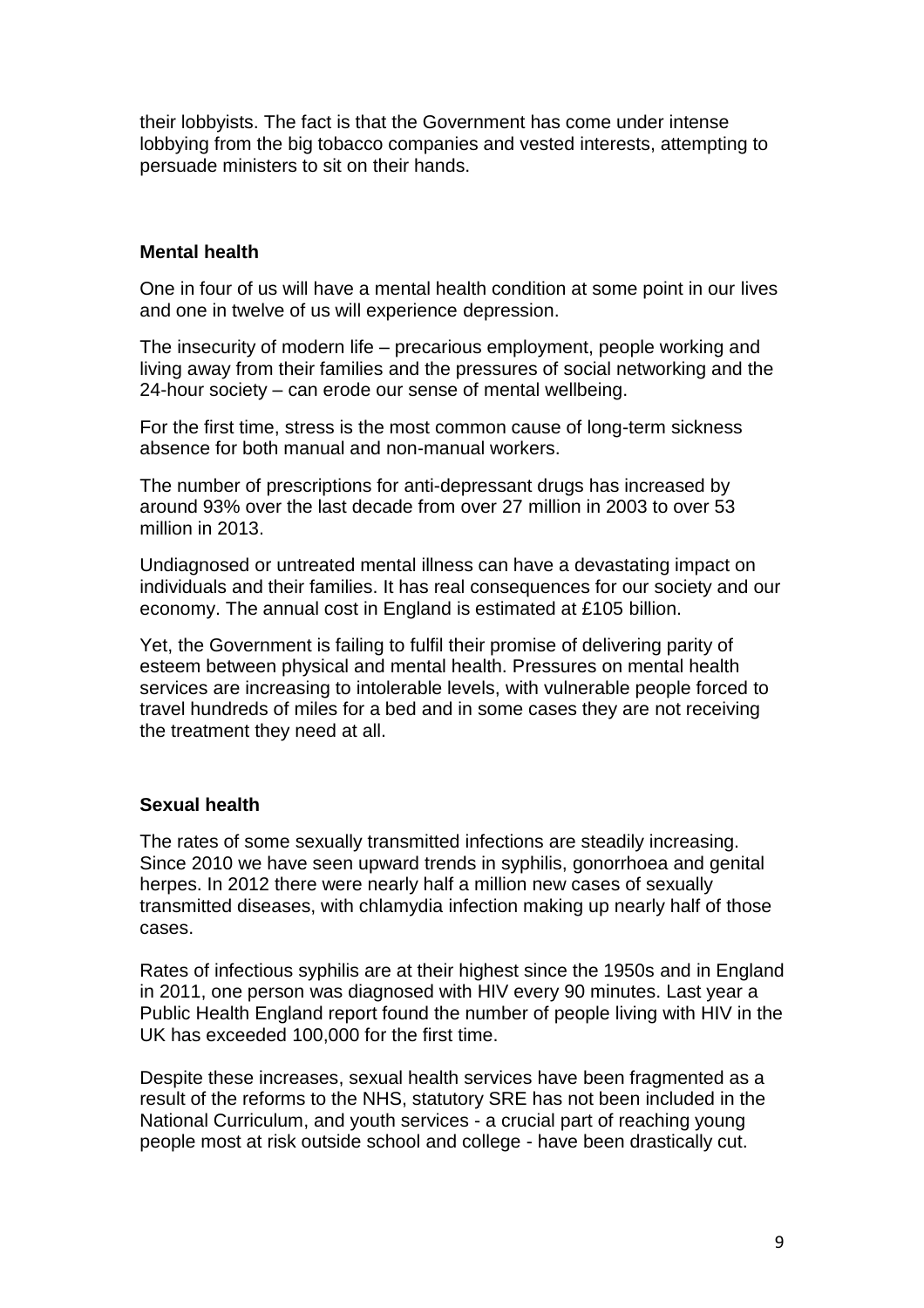their lobbyists. The fact is that the Government has come under intense lobbying from the big tobacco companies and vested interests, attempting to persuade ministers to sit on their hands.

**Mental health**

One in four of us will have a mental health condition at some point in our lives and one in twelve of us will experience depression.

The insecurity of modern life – precarious employment, people working and living away from their families and the pressures of social networking and the 24-hour society – can erode our sense of mental wellbeing.

For the first time, stress is the most common cause of long-term sickness absence for both manual and non-manual workers.

The number of prescriptions for anti-depressant drugs has increased by around 93% over the last decade from over 27 million in 2003 to over 53 million in 2013.

Undiagnosed or untreated mental illness can have a devastating impact on individuals and their families. It has real consequences for our society and our economy. The annual cost in England is estimated at £105 billion.

Yet, the Government is failing to fulfil their promise of delivering parity of esteem between physical and mental health. Pressures on mental health services are increasing to intolerable levels, with vulnerable people forced to travel hundreds of miles for a bed and in some cases they are not receiving the treatment they need at all.

**Sexual health**

The rates of some sexually transmitted infections are steadily increasing. Since 2010 we have seen upward trends in syphilis, gonorrhoea and genital herpes. In 2012 there were nearly half a million new cases of sexually transmitted diseases, with chlamydia infection making up nearly half of those cases.

Rates of infectious syphilis are at their highest since the 1950s and in England in 2011, one person was diagnosed with HIV every 90 minutes. Last year a Public Health England report found the number of people living with HIV in the UK has exceeded 100,000 for the first time.

Despite these increases, sexual health services have been fragmented as a result of the reforms to the NHS, statutory SRE has not been included in the National Curriculum, and youth services - a crucial part of reaching young people most at risk outside school and college - have been drastically cut.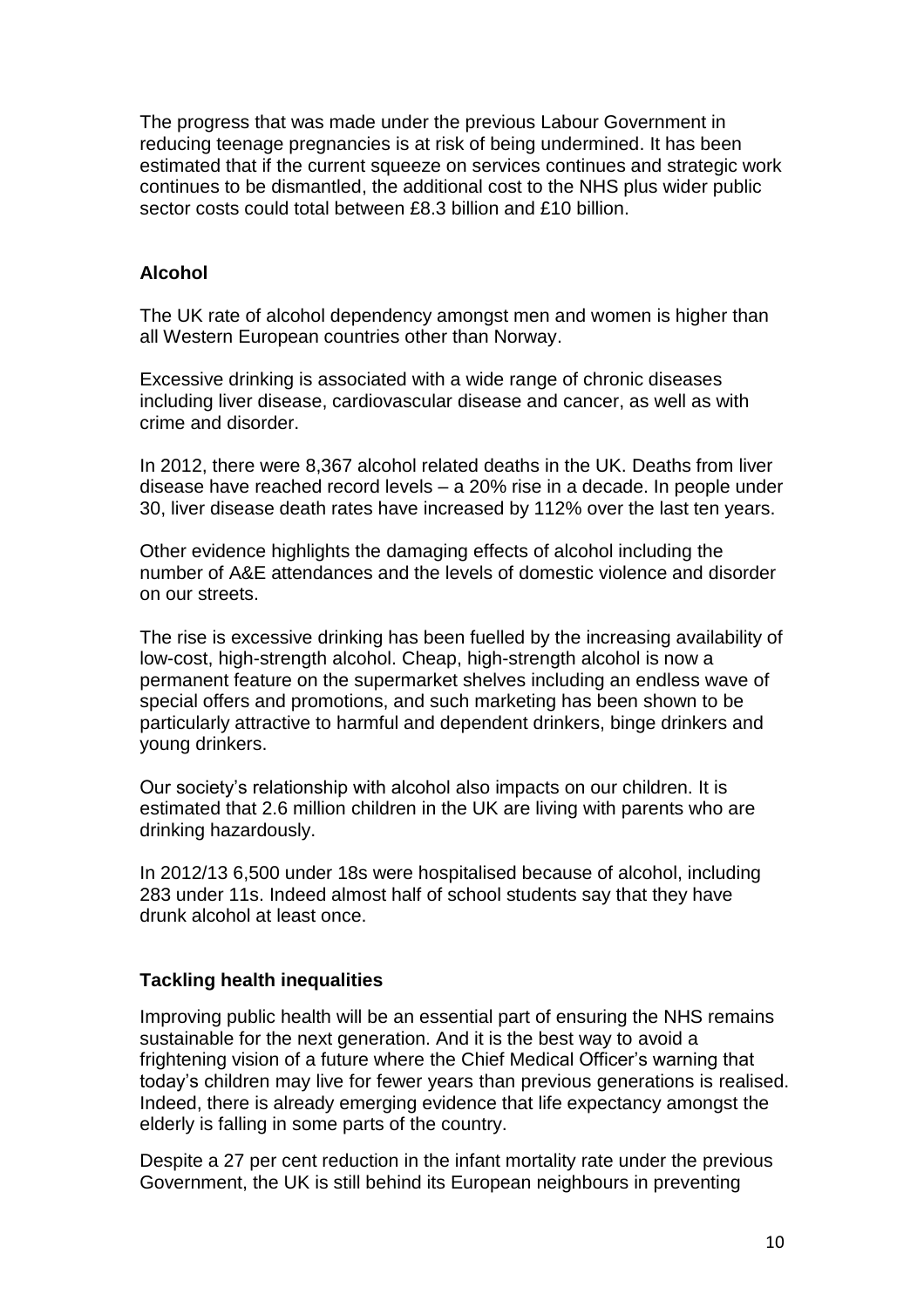The progress that was made under the previous Labour Government in reducing teenage pregnancies is at risk of being undermined. It has been estimated that if the current squeeze on services continues and strategic work continues to be dismantled, the additional cost to the NHS plus wider public sector costs could total between £8.3 billion and £10 billion.

### Alcohol

The UK rate of alcohol dependency amongst men and women is higher than all Western European countries other than Norway.

Excessive drinking is associated with a wide range of chronic diseases including liver disease, cardiovascular disease and cancer, as well as with crime and disorder.

In 2012, there were 8,367 alcohol related deaths in the UK. Deaths from liver disease have reached record levels – a 20% rise in a decade. In people under 30, liver disease death rates have increased by 112% over the last ten years.

Other evidence highlights the damaging effects of alcohol including the number of A&E attendances and the levels of domestic violence and disorder on our streets.

The rise is excessive drinking has been fuelled by the increasing availability of low-cost, high-strength alcohol. Cheap, high-strength alcohol is now a permanent feature on the supermarket shelves including an endless wave of special offers and promotions, and such marketing has been shown to be particularly attractive to harmful and dependent drinkers, binge drinkers and young drinkers.

Our society's relationship with alcohol also impacts on our children. It is estimated that 2.6 million children in the UK are living with parents who are drinking hazardously.

In 2012/13 6,500 under 18s were hospitalised because of alcohol, including 283 under 11s. Indeed almost half of school students say that they have drunk alcohol at least once.

### Tackling health inequalities

Improving public health will be an essential part of ensuring the NHS remains sustainable for the next generation. And it is the best way to avoid a frightening vision of a future where the Chief Medical Officer's warning that today's children may live for fewer years than previous generations is realised. Indeed, there is already emerging evidence that life expectancy amongst the elderly is falling in some parts of the country.

Despite a 27 per cent reduction in the infant mortality rate under the previous Government, the UK is still behind its European neighbours in preventing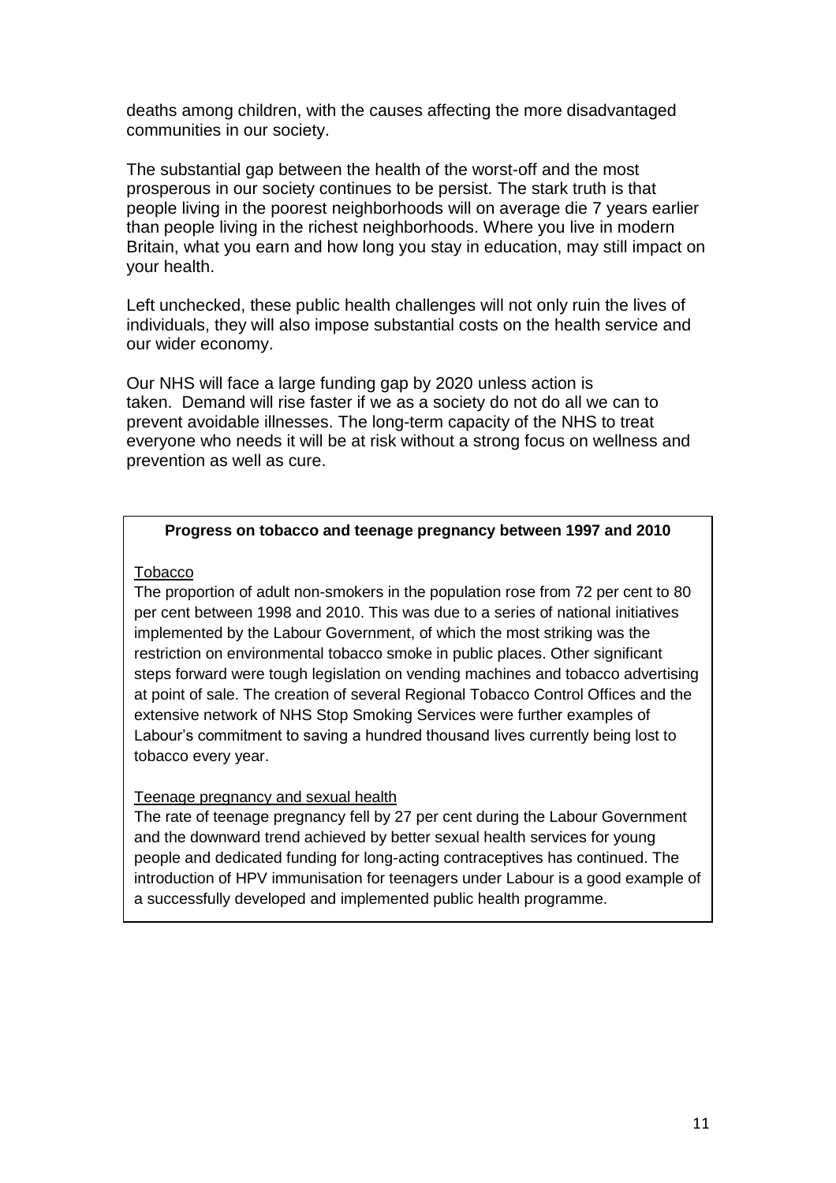deaths among children, with the causes affecting the more disadvantaged communities in our society.

The substantial gap between the health of the worst-off and the most prosperous in our society continues to be persist. The stark truth is that people living in the poorest neighborhoods will on average die 7 years earlier than people living in the richest neighborhoods. Where you live in modern Britain, what you earn and how long you stay in education, may still impact on your health.

Left unchecked, these public health challenges will not only ruin the lives of individuals, they will also impose substantial costs on the health service and our wider economy.

Our NHS will face a large funding gap by 2020 unless action is taken. Demand will rise faster if we as a society do not do all we can to prevent avoidable illnesses. The long-term capacity of the NHS to treat everyone who needs it will be at risk without a strong focus on wellness and prevention as well as cure.

**Progress on tobacco and teenage pregnancy between 1997 and 2010**

Tobacco

The proportion of adult non-smokers in the population rose from 72 per cent to 80 per cent between 1998 and 2010. This was due to a series of national initiatives implemented by the Labour Government, of which the most striking was the restriction on environmental tobacco smoke in public places. Other significant steps forward were tough legislation on vending machines and tobacco advertising at point of sale. The creation of several Regional Tobacco Control Offices and the extensive network of NHS Stop Smoking Services were further examples of Labour's commitment to saving a hundred thousand lives currently being lost to tobacco every year.

Teenage pregnancy and sexual health

The rate of teenage pregnancy fell by 27 per cent during the Labour Government and the downward trend achieved by better sexual health services for young people and dedicated funding for long-acting contraceptives has continued. The introduction of HPV immunisation for teenagers under Labour is a good example of a successfully developed and implemented public health programme.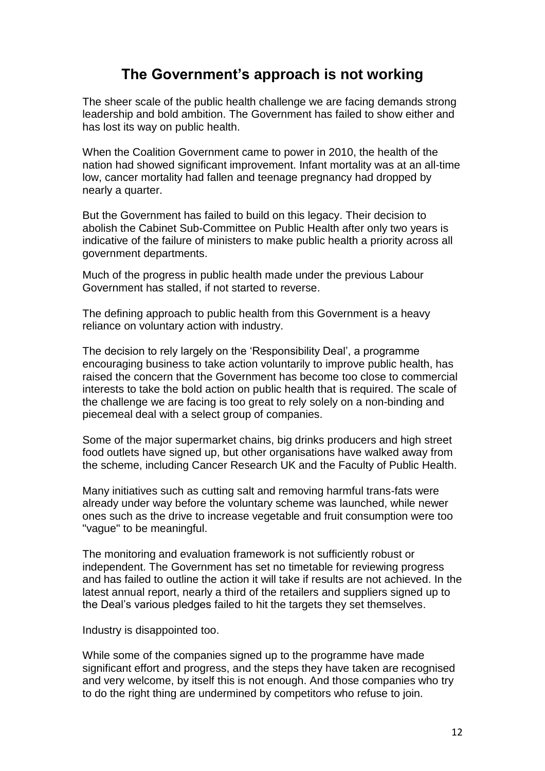# The Government's approach is not working

The sheer scale of the public health challenge we are facing demands strong leadership and bold ambition. The Government has failed to show either and has lost its way on public health.

When the Coalition Government came to power in 2010, the health of the nation had showed significant improvement. Infant mortality was at an all-time low, cancer mortality had fallen and teenage pregnancy had dropped by nearly a quarter.

But the Government has failed to build on this legacy. Their decision to abolish the Cabinet Sub-Committee on Public Health after only two years is indicative of the failure of ministers to make public health a priority across all government departments.

Much of the progress in public health made under the previous Labour Government has stalled, if not started to reverse.

The defining approach to public health from this Government is a heavy reliance on voluntary action with industry.

The decision to rely largely on the 'Responsibility Deal', a programme encouraging business to take action voluntarily to improve public health, has raised the concern that the Government has become too close to commercial interests to take the bold action on public health that is required. The scale of the challenge we are facing is too great to rely solely on a non-binding and piecemeal deal with a select group of companies.

Some of the major supermarket chains, big drinks producers and high street food outlets have signed up, but other organisations have walked away from the scheme, including Cancer Research UK and the Faculty of Public Health.

Many initiatives such as cutting salt and removing harmful trans-fats were already under way before the voluntary scheme was launched, while newer ones such as the drive to increase vegetable and fruit consumption were too "vague" to be meaningful.

The monitoring and evaluation framework is not sufficiently robust or independent. The Government has set no timetable for reviewing progress and has failed to outline the action it will take if results are not achieved. In the latest annual report, nearly a third of the retailers and suppliers signed up to the Deal's various pledges failed to hit the targets they set themselves.

Industry is disappointed too.

While some of the companies signed up to the programme have made significant effort and progress, and the steps they have taken are recognised and very welcome, by itself this is not enough. And those companies who try to do the right thing are undermined by competitors who refuse to join.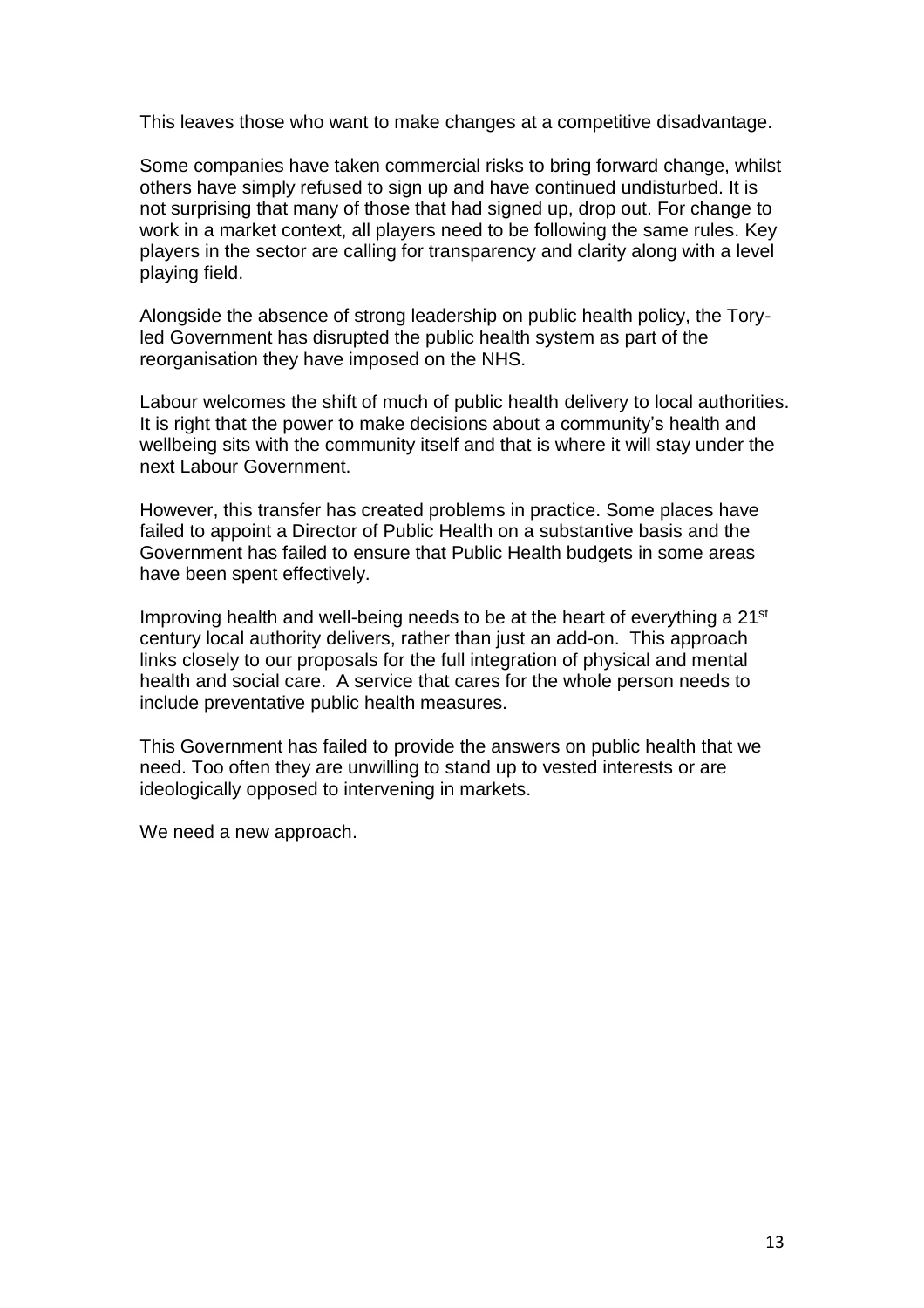This leaves those who want to make changes at a competitive disadvantage.

Some companies have taken commercial risks to bring forward change, whilst others have simply refused to sign up and have continued undisturbed. It is not surprising that many of those that had signed up, drop out. For change to work in a market context, all players need to be following the same rules. Key players in the sector are calling for transparency and clarity along with a level playing field.

Alongside the absence of strong leadership on public health policy, the Tory-led Government has disrupted the public health system as part of the reorganisation they have imposed on the NHS.

Labour welcomes the shift of much of public health delivery to local authorities. It is right that the power to make decisions about a community's health and wellbeing sits with the community itself and that is where it will stay under the next Labour Government.

However, this transfer has created problems in practice. Some places have failed to appoint a Director of Public Health on a substantive basis and the Government has failed to ensure that Public Health budgets in some areas have been spent effectively.

Improving health and well-being needs to be at the heart of everything a 21st century local authority delivers, rather than just an add-on. This approach links closely to our proposals for the full integration of physical and mental health and social care. A service that cares for the whole person needs to include preventative public health measures.

This Government has failed to provide the answers on public health that we need. Too often they are unwilling to stand up to vested interests or are ideologically opposed to intervening in markets.

We need a new approach.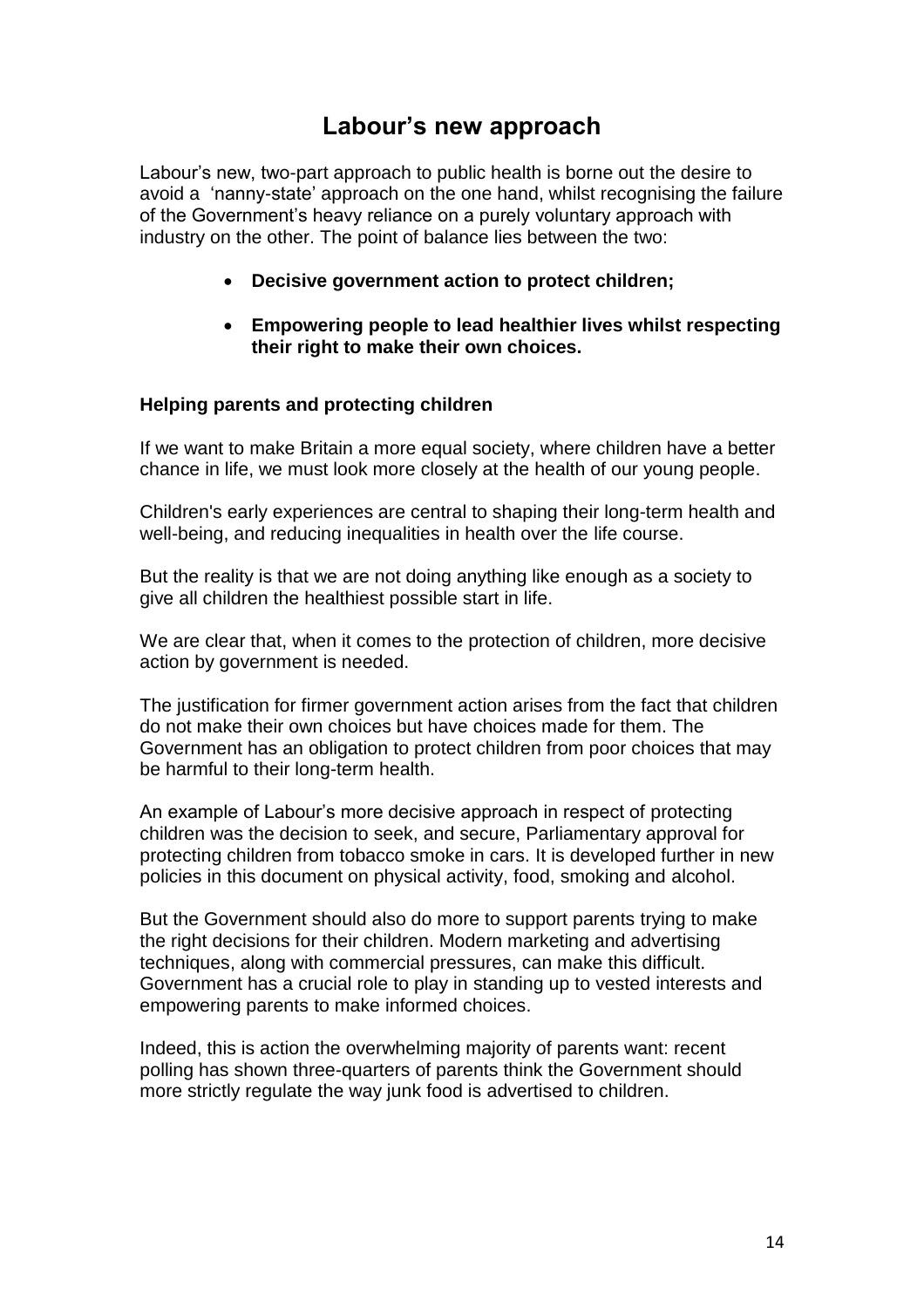# Labour's new approach

Labour's new, two-part approach to public health is borne out the desire to avoid a 'nanny-state' approach on the one hand, whilst recognising the failure of the Government's heavy reliance on a purely voluntary approach with industry on the other. The point of balance lies between the two:

- **Decisive government action to protect children;**
- **Empowering people to lead healthier lives whilst respecting their right to make their own choices.**

### Helping parents and protecting children

If we want to make Britain a more equal society, where children have a better chance in life, we must look more closely at the health of our young people.

Children's early experiences are central to shaping their long-term health and well-being, and reducing inequalities in health over the life course.

But the reality is that we are not doing anything like enough as a society to give all children the healthiest possible start in life.

We are clear that, when it comes to the protection of children, more decisive action by government is needed.

The justification for firmer government action arises from the fact that children do not make their own choices but have choices made for them. The Government has an obligation to protect children from poor choices that may be harmful to their long-term health.

An example of Labour's more decisive approach in respect of protecting children was the decision to seek, and secure, Parliamentary approval for protecting children from tobacco smoke in cars. It is developed further in new policies in this document on physical activity, food, smoking and alcohol.

But the Government should also do more to support parents trying to make the right decisions for their children. Modern marketing and advertising techniques, along with commercial pressures, can make this difficult. Government has a crucial role to play in standing up to vested interests and empowering parents to make informed choices.

Indeed, this is action the overwhelming majority of parents want: recent polling has shown three-quarters of parents think the Government should more strictly regulate the way junk food is advertised to children.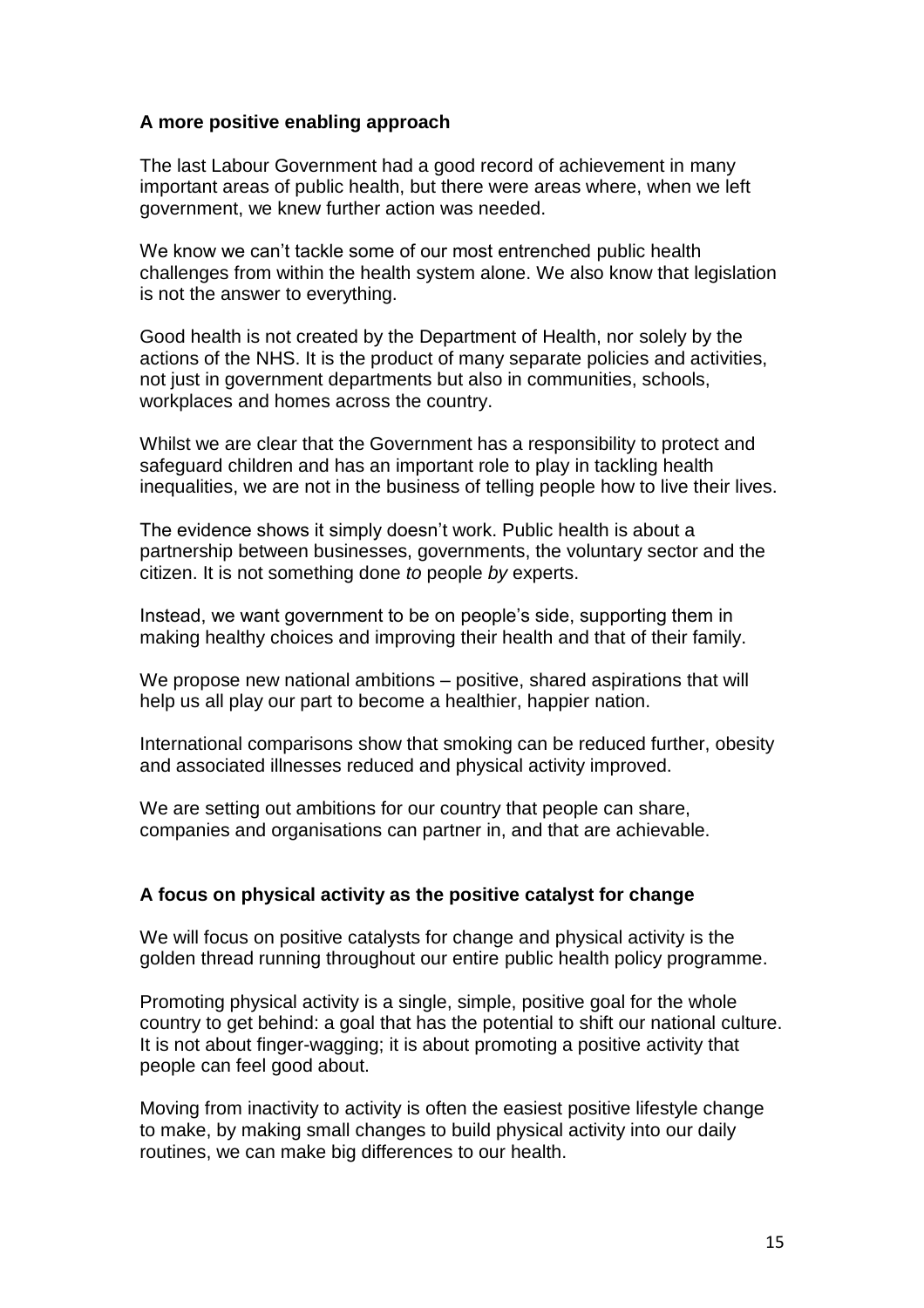**A more positive enabling approach**

The last Labour Government had a good record of achievement in many important areas of public health, but there were areas where, when we left government, we knew further action was needed.

We know we can't tackle some of our most entrenched public health challenges from within the health system alone. We also know that legislation is not the answer to everything.

Good health is not created by the Department of Health, nor solely by the actions of the NHS. It is the product of many separate policies and activities, not just in government departments but also in communities, schools, workplaces and homes across the country.

Whilst we are clear that the Government has a responsibility to protect and safeguard children and has an important role to play in tackling health inequalities, we are not in the business of telling people how to live their lives.

The evidence shows it simply doesn't work. Public health is about a partnership between businesses, governments, the voluntary sector and the citizen. It is not something done *to* people *by* experts.

Instead, we want government to be on people's side, supporting them in making healthy choices and improving their health and that of their family.

We propose new national ambitions – positive, shared aspirations that will help us all play our part to become a healthier, happier nation.

International comparisons show that smoking can be reduced further, obesity and associated illnesses reduced and physical activity improved.

We are setting out ambitions for our country that people can share, companies and organisations can partner in, and that are achievable.

**A focus on physical activity as the positive catalyst for change**

We will focus on positive catalysts for change and physical activity is the golden thread running throughout our entire public health policy programme.

Promoting physical activity is a single, simple, positive goal for the whole country to get behind: a goal that has the potential to shift our national culture. It is not about finger-wagging; it is about promoting a positive activity that people can feel good about.

Moving from inactivity to activity is often the easiest positive lifestyle change to make, by making small changes to build physical activity into our daily routines, we can make big differences to our health.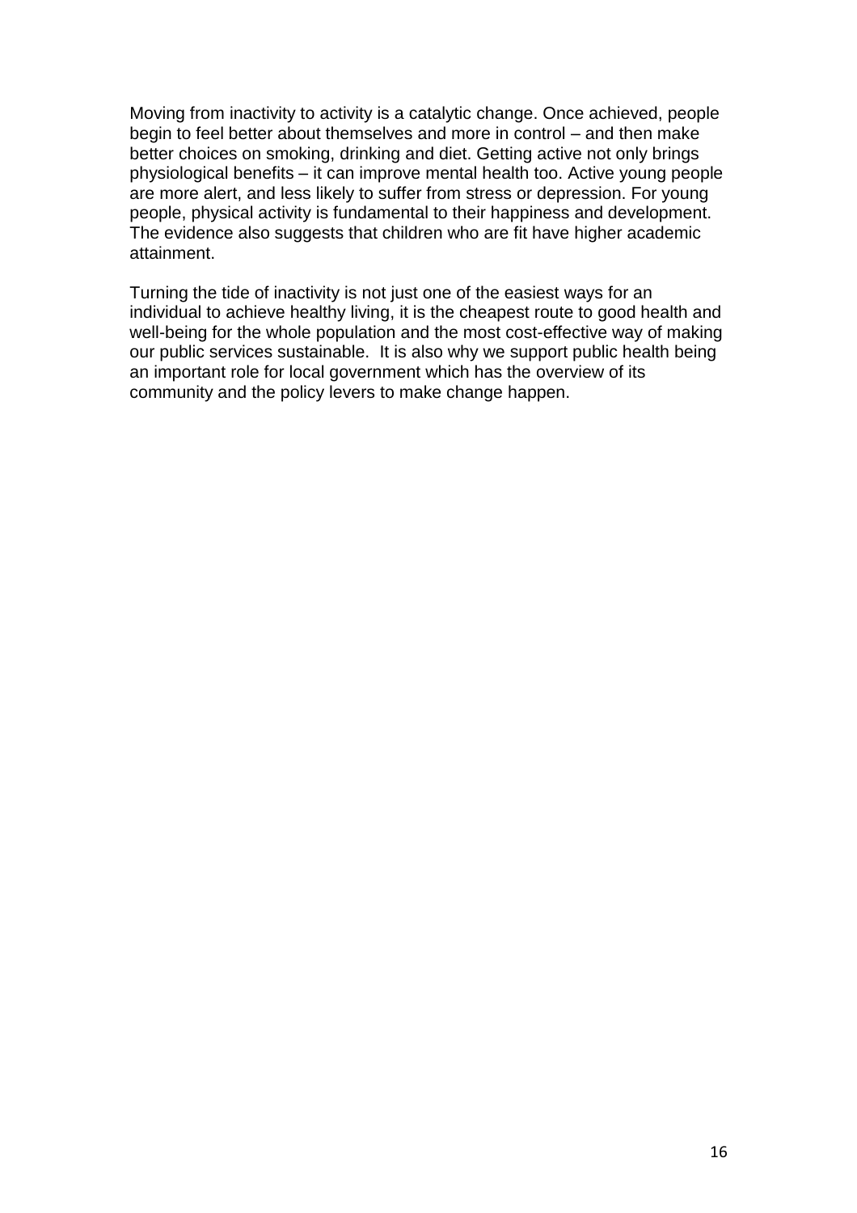Moving from inactivity to activity is a catalytic change. Once achieved, people begin to feel better about themselves and more in control – and then make better choices on smoking, drinking and diet. Getting active not only brings physiological benefits – it can improve mental health too. Active young people are more alert, and less likely to suffer from stress or depression. For young people, physical activity is fundamental to their happiness and development. The evidence also suggests that children who are fit have higher academic attainment.

Turning the tide of inactivity is not just one of the easiest ways for an individual to achieve healthy living, it is the cheapest route to good health and well-being for the whole population and the most cost-effective way of making our public services sustainable. It is also why we support public health being an important role for local government which has the overview of its community and the policy levers to make change happen.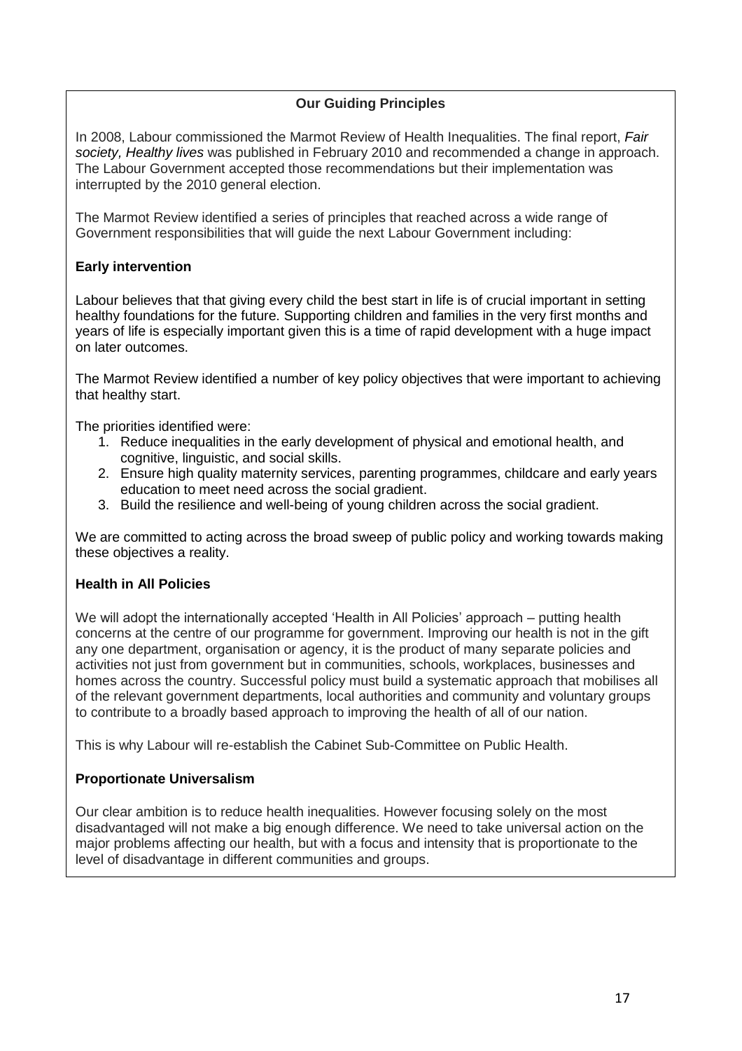## Our Guiding Principles

In 2008, Labour commissioned the Marmot Review of Health Inequalities. The final report, *Fair society, Healthy lives* was published in February 2010 and recommended a change in approach. The Labour Government accepted those recommendations but their implementation was interrupted by the 2010 general election.

The Marmot Review identified a series of principles that reached across a wide range of Government responsibilities that will guide the next Labour Government including:

### Early intervention

Labour believes that that giving every child the best start in life is of crucial important in setting healthy foundations for the future. Supporting children and families in the very first months and years of life is especially important given this is a time of rapid development with a huge impact on later outcomes.

The Marmot Review identified a number of key policy objectives that were important to achieving that healthy start.

The priorities identified were:

1. Reduce inequalities in the early development of physical and emotional health, and cognitive, linguistic, and social skills.
2. Ensure high quality maternity services, parenting programmes, childcare and early years education to meet need across the social gradient.
3. Build the resilience and well-being of young children across the social gradient.

We are committed to acting across the broad sweep of public policy and working towards making these objectives a reality.

### Health in All Policies

We will adopt the internationally accepted 'Health in All Policies' approach – putting health concerns at the centre of our programme for government. Improving our health is not in the gift any one department, organisation or agency, it is the product of many separate policies and activities not just from government but in communities, schools, workplaces, businesses and homes across the country. Successful policy must build a systematic approach that mobilises all of the relevant government departments, local authorities and community and voluntary groups to contribute to a broadly based approach to improving the health of all of our nation.

This is why Labour will re-establish the Cabinet Sub-Committee on Public Health.

### Proportionate Universalism

Our clear ambition is to reduce health inequalities. However focusing solely on the most disadvantaged will not make a big enough difference. We need to take universal action on the major problems affecting our health, but with a focus and intensity that is proportionate to the level of disadvantage in different communities and groups.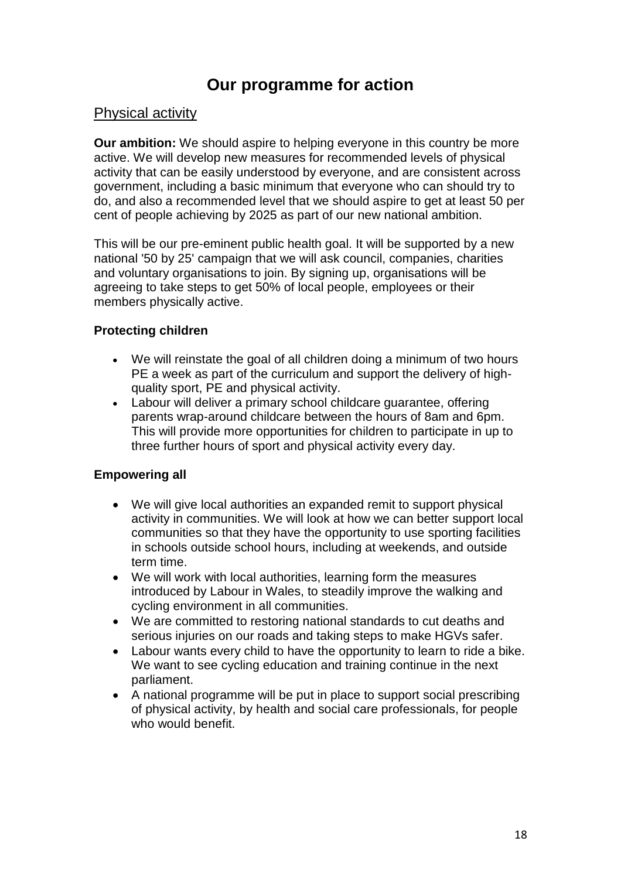# Our programme for action

## Physical activity

**Our ambition:** We should aspire to helping everyone in this country be more active. We will develop new measures for recommended levels of physical activity that can be easily understood by everyone, and are consistent across government, including a basic minimum that everyone who can should try to do, and also a recommended level that we should aspire to get at least 50 per cent of people achieving by 2025 as part of our new national ambition.

This will be our pre-eminent public health goal. It will be supported by a new national '50 by 25' campaign that we will ask council, companies, charities and voluntary organisations to join. By signing up, organisations will be agreeing to take steps to get 50% of local people, employees or their members physically active.

### Protecting children

- We will reinstate the goal of all children doing a minimum of two hours PE a week as part of the curriculum and support the delivery of high-quality sport, PE and physical activity.
- Labour will deliver a primary school childcare guarantee, offering parents wrap-around childcare between the hours of 8am and 6pm. This will provide more opportunities for children to participate in up to three further hours of sport and physical activity every day.

### Empowering all

- We will give local authorities an expanded remit to support physical activity in communities. We will look at how we can better support local communities so that they have the opportunity to use sporting facilities in schools outside school hours, including at weekends, and outside term time.
- We will work with local authorities, learning form the measures introduced by Labour in Wales, to steadily improve the walking and cycling environment in all communities.
- We are committed to restoring national standards to cut deaths and serious injuries on our roads and taking steps to make HGVs safer.
- Labour wants every child to have the opportunity to learn to ride a bike. We want to see cycling education and training continue in the next parliament.
- A national programme will be put in place to support social prescribing of physical activity, by health and social care professionals, for people who would benefit.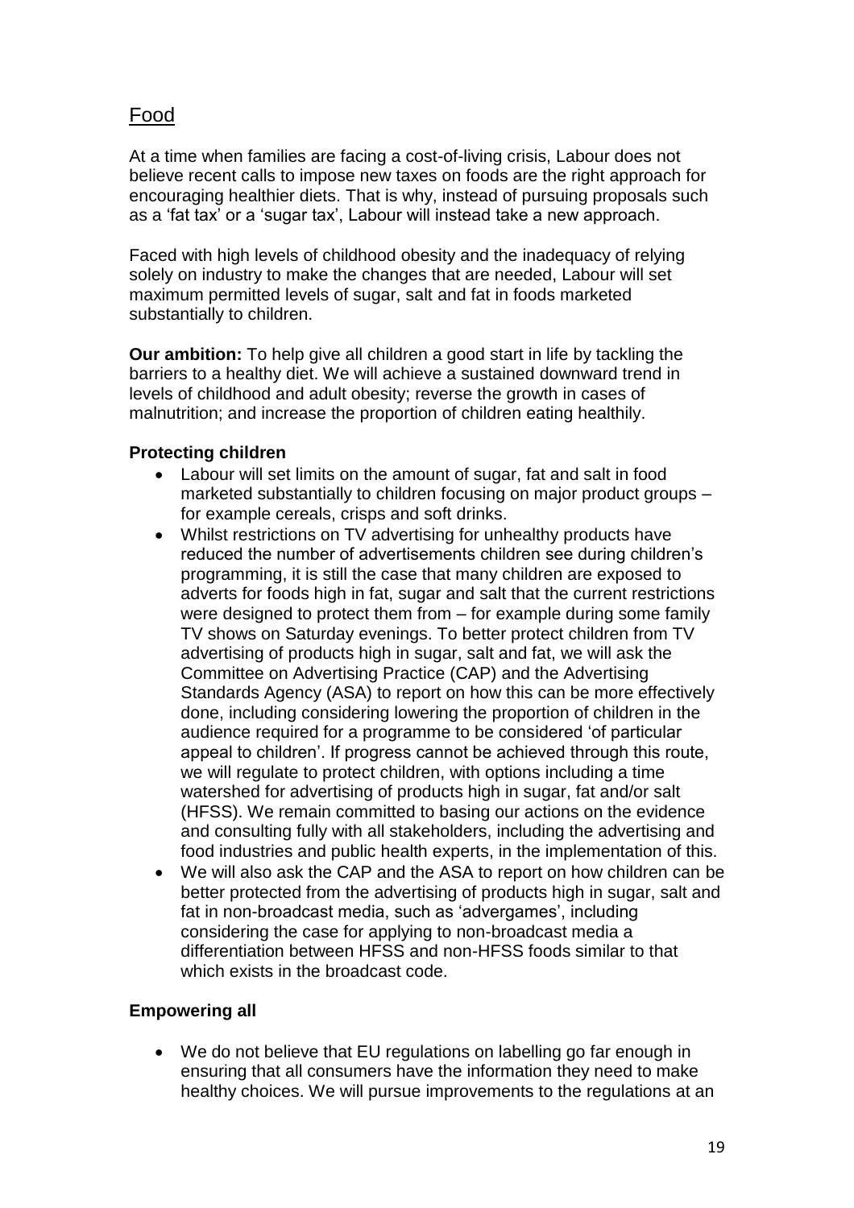## Food

At a time when families are facing a cost-of-living crisis, Labour does not believe recent calls to impose new taxes on foods are the right approach for encouraging healthier diets. That is why, instead of pursuing proposals such as a 'fat tax' or a 'sugar tax', Labour will instead take a new approach.

Faced with high levels of childhood obesity and the inadequacy of relying solely on industry to make the changes that are needed, Labour will set maximum permitted levels of sugar, salt and fat in foods marketed substantially to children.

**Our ambition:** To help give all children a good start in life by tackling the barriers to a healthy diet. We will achieve a sustained downward trend in levels of childhood and adult obesity; reverse the growth in cases of malnutrition; and increase the proportion of children eating healthily.

### Protecting children

- Labour will set limits on the amount of sugar, fat and salt in food marketed substantially to children focusing on major product groups – for example cereals, crisps and soft drinks.
- Whilst restrictions on TV advertising for unhealthy products have reduced the number of advertisements children see during children's programming, it is still the case that many children are exposed to adverts for foods high in fat, sugar and salt that the current restrictions were designed to protect them from – for example during some family TV shows on Saturday evenings. To better protect children from TV advertising of products high in sugar, salt and fat, we will ask the Committee on Advertising Practice (CAP) and the Advertising Standards Agency (ASA) to report on how this can be more effectively done, including considering lowering the proportion of children in the audience required for a programme to be considered 'of particular appeal to children'. If progress cannot be achieved through this route, we will regulate to protect children, with options including a time watershed for advertising of products high in sugar, fat and/or salt (HFSS). We remain committed to basing our actions on the evidence and consulting fully with all stakeholders, including the advertising and food industries and public health experts, in the implementation of this.
- We will also ask the CAP and the ASA to report on how children can be better protected from the advertising of products high in sugar, salt and fat in non-broadcast media, such as 'advergames', including considering the case for applying to non-broadcast media a differentiation between HFSS and non-HFSS foods similar to that which exists in the broadcast code.

### Empowering all

- We do not believe that EU regulations on labelling go far enough in ensuring that all consumers have the information they need to make healthy choices. We will pursue improvements to the regulations at an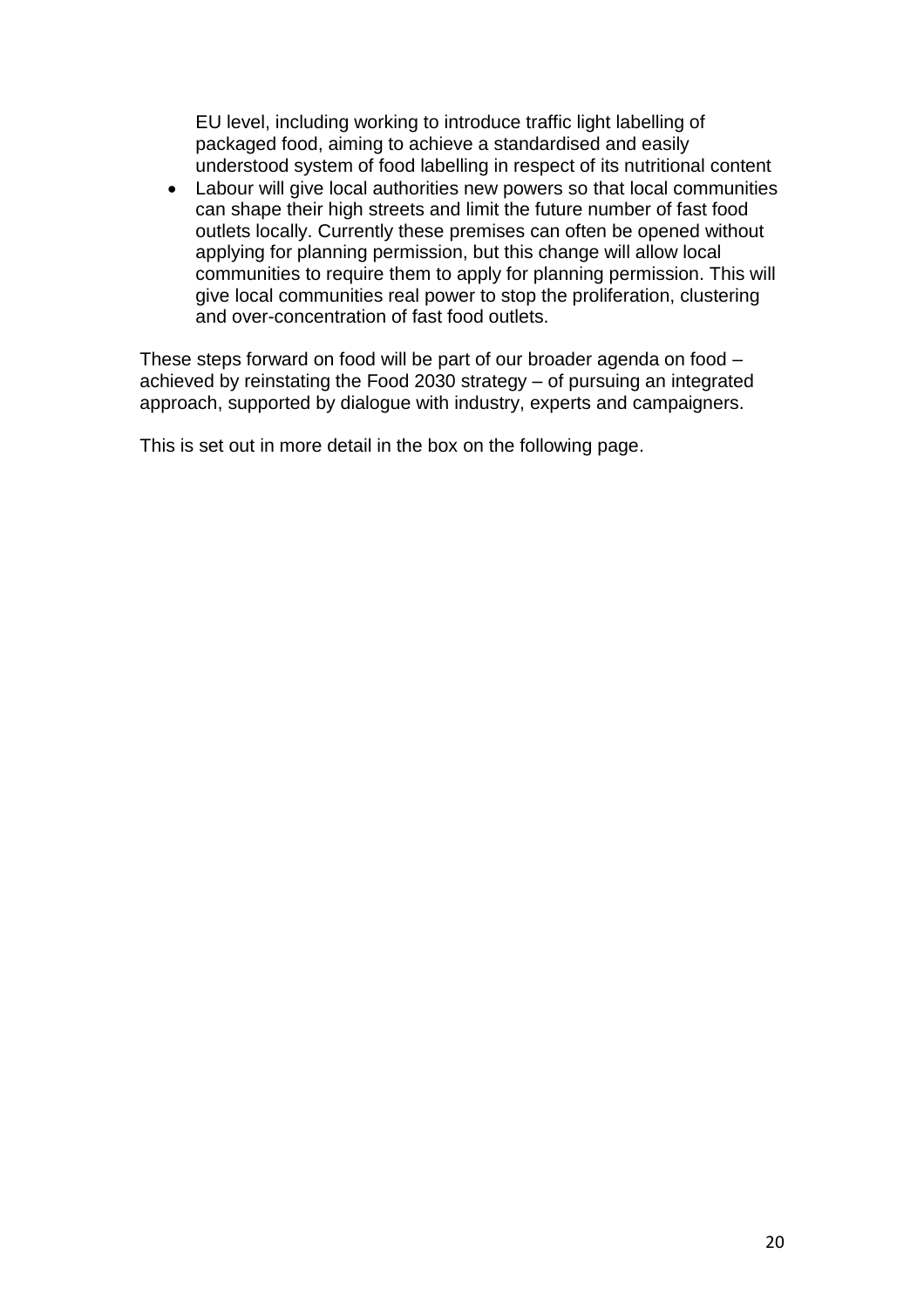EU level, including working to introduce traffic light labelling of packaged food, aiming to achieve a standardised and easily understood system of food labelling in respect of its nutritional content

- Labour will give local authorities new powers so that local communities can shape their high streets and limit the future number of fast food outlets locally. Currently these premises can often be opened without applying for planning permission, but this change will allow local communities to require them to apply for planning permission. This will give local communities real power to stop the proliferation, clustering and over-concentration of fast food outlets.

These steps forward on food will be part of our broader agenda on food – achieved by reinstating the Food 2030 strategy – of pursuing an integrated approach, supported by dialogue with industry, experts and campaigners.

This is set out in more detail in the box on the following page.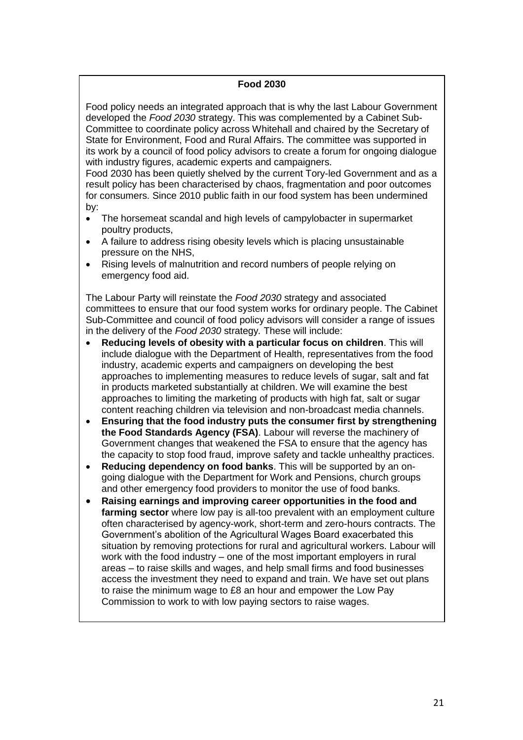**Food 2030**

Food policy needs an integrated approach that is why the last Labour Government developed the *Food 2030* strategy. This was complemented by a Cabinet Sub-Committee to coordinate policy across Whitehall and chaired by the Secretary of State for Environment, Food and Rural Affairs. The committee was supported in its work by a council of food policy advisors to create a forum for ongoing dialogue with industry figures, academic experts and campaigners.

Food 2030 has been quietly shelved by the current Tory-led Government and as a result policy has been characterised by chaos, fragmentation and poor outcomes for consumers. Since 2010 public faith in our food system has been undermined by:

- The horsemeat scandal and high levels of campylobacter in supermarket poultry products,
- A failure to address rising obesity levels which is placing unsustainable pressure on the NHS,
- Rising levels of malnutrition and record numbers of people relying on emergency food aid.

The Labour Party will reinstate the *Food 2030* strategy and associated committees to ensure that our food system works for ordinary people. The Cabinet Sub-Committee and council of food policy advisors will consider a range of issues in the delivery of the *Food 2030* strategy. These will include:

- **Reducing levels of obesity with a particular focus on children**. This will include dialogue with the Department of Health, representatives from the food industry, academic experts and campaigners on developing the best approaches to implementing measures to reduce levels of sugar, salt and fat in products marketed substantially at children. We will examine the best approaches to limiting the marketing of products with high fat, salt or sugar content reaching children via television and non-broadcast media channels.
- **Ensuring that the food industry puts the consumer first by strengthening the Food Standards Agency (FSA)**. Labour will reverse the machinery of Government changes that weakened the FSA to ensure that the agency has the capacity to stop food fraud, improve safety and tackle unhealthy practices.
- **Reducing dependency on food banks**. This will be supported by an on-going dialogue with the Department for Work and Pensions, church groups and other emergency food providers to monitor the use of food banks.
- **Raising earnings and improving career opportunities in the food and farming sector** where low pay is all-too prevalent with an employment culture often characterised by agency-work, short-term and zero-hours contracts. The Government's abolition of the Agricultural Wages Board exacerbated this situation by removing protections for rural and agricultural workers. Labour will work with the food industry – one of the most important employers in rural areas – to raise skills and wages, and help small firms and food businesses access the investment they need to expand and train. We have set out plans to raise the minimum wage to £8 an hour and empower the Low Pay Commission to work to with low paying sectors to raise wages.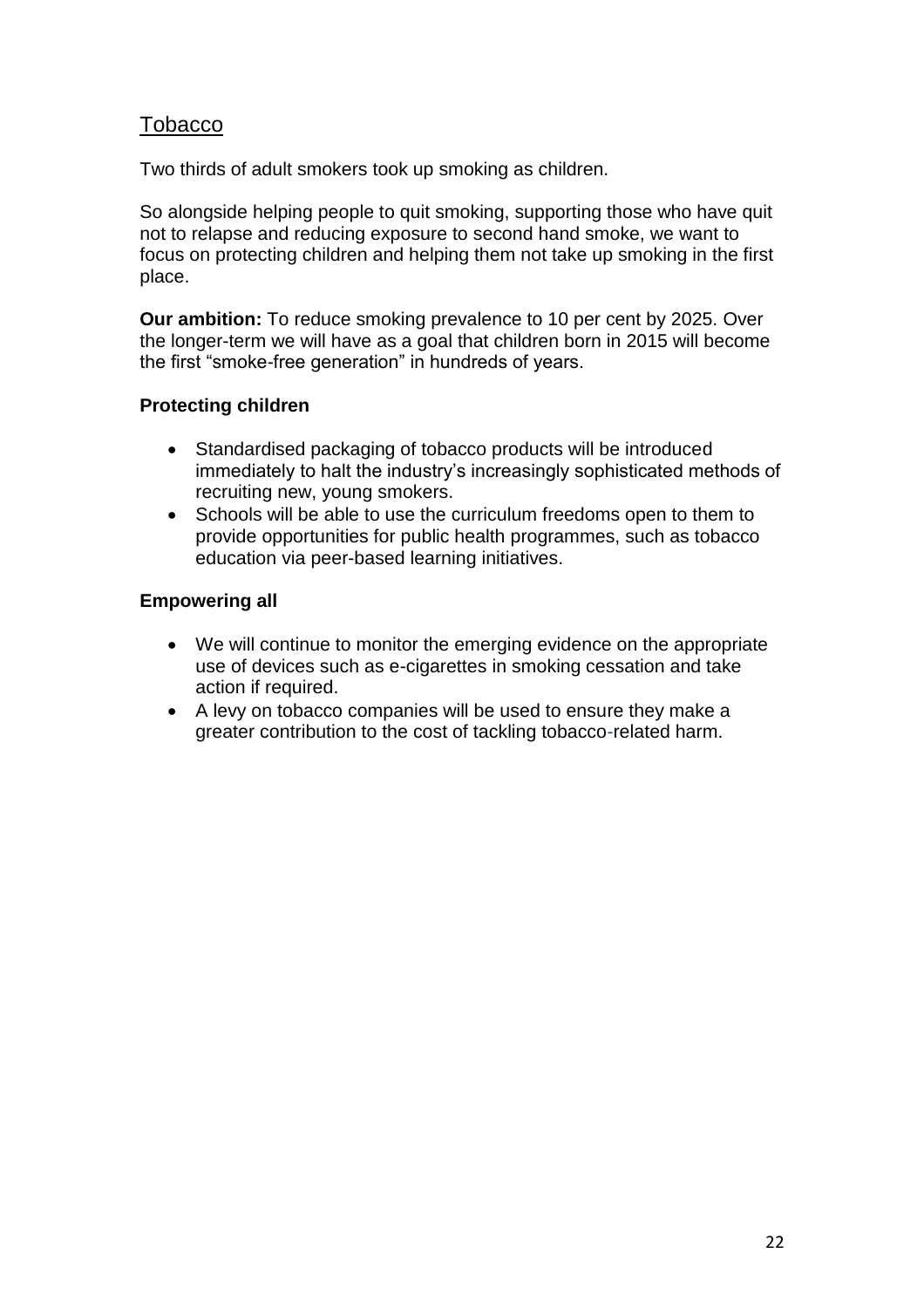## Tobacco

Two thirds of adult smokers took up smoking as children.

So alongside helping people to quit smoking, supporting those who have quit not to relapse and reducing exposure to second hand smoke, we want to focus on protecting children and helping them not take up smoking in the first place.

**Our ambition:** To reduce smoking prevalence to 10 per cent by 2025. Over the longer-term we will have as a goal that children born in 2015 will become the first "smoke-free generation" in hundreds of years.

### Protecting children

- Standardised packaging of tobacco products will be introduced immediately to halt the industry's increasingly sophisticated methods of recruiting new, young smokers.
- Schools will be able to use the curriculum freedoms open to them to provide opportunities for public health programmes, such as tobacco education via peer-based learning initiatives.

### Empowering all

- We will continue to monitor the emerging evidence on the appropriate use of devices such as e-cigarettes in smoking cessation and take action if required.
- A levy on tobacco companies will be used to ensure they make a greater contribution to the cost of tackling tobacco-related harm.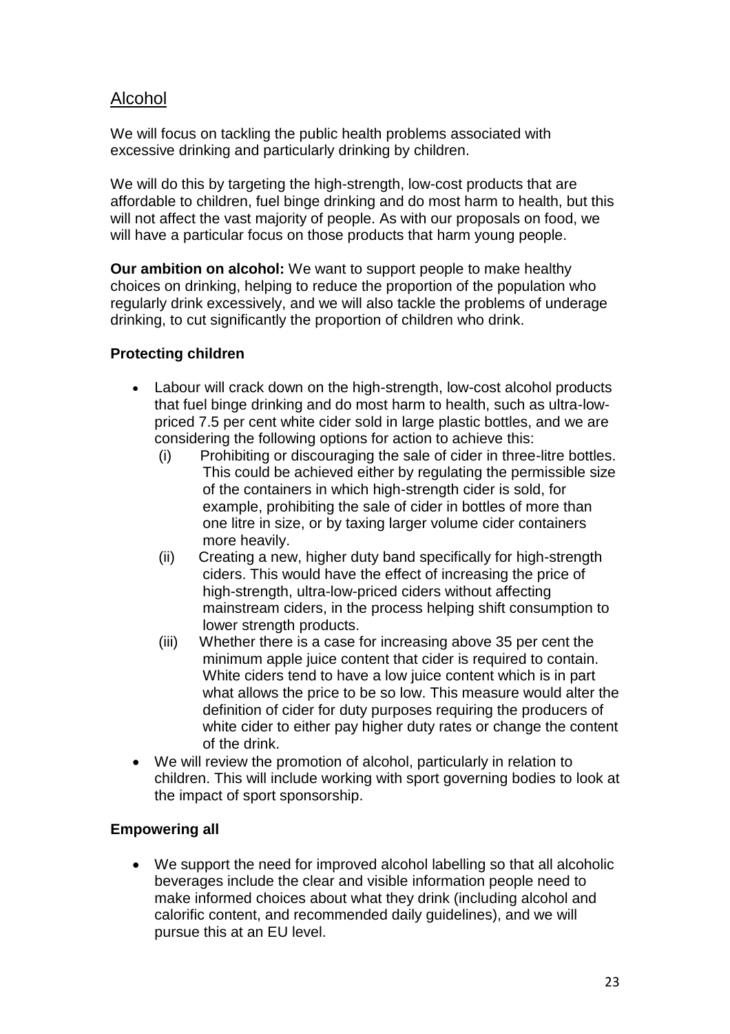## Alcohol

We will focus on tackling the public health problems associated with excessive drinking and particularly drinking by children.

We will do this by targeting the high-strength, low-cost products that are affordable to children, fuel binge drinking and do most harm to health, but this will not affect the vast majority of people. As with our proposals on food, we will have a particular focus on those products that harm young people.

**Our ambition on alcohol:** We want to support people to make healthy choices on drinking, helping to reduce the proportion of the population who regularly drink excessively, and we will also tackle the problems of underage drinking, to cut significantly the proportion of children who drink.

### Protecting children

- Labour will crack down on the high-strength, low-cost alcohol products that fuel binge drinking and do most harm to health, such as ultra-low-priced 7.5 per cent white cider sold in large plastic bottles, and we are considering the following options for action to achieve this:
  - (i) Prohibiting or discouraging the sale of cider in three-litre bottles. This could be achieved either by regulating the permissible size of the containers in which high-strength cider is sold, for example, prohibiting the sale of cider in bottles of more than one litre in size, or by taxing larger volume cider containers more heavily.
  - (ii) Creating a new, higher duty band specifically for high-strength ciders. This would have the effect of increasing the price of high-strength, ultra-low-priced ciders without affecting mainstream ciders, in the process helping shift consumption to lower strength products.
  - (iii) Whether there is a case for increasing above 35 per cent the minimum apple juice content that cider is required to contain. White ciders tend to have a low juice content which is in part what allows the price to be so low. This measure would alter the definition of cider for duty purposes requiring the producers of white cider to either pay higher duty rates or change the content of the drink.
- We will review the promotion of alcohol, particularly in relation to children. This will include working with sport governing bodies to look at the impact of sport sponsorship.

### Empowering all

- We support the need for improved alcohol labelling so that all alcoholic beverages include the clear and visible information people need to make informed choices about what they drink (including alcohol and calorific content, and recommended daily guidelines), and we will pursue this at an EU level.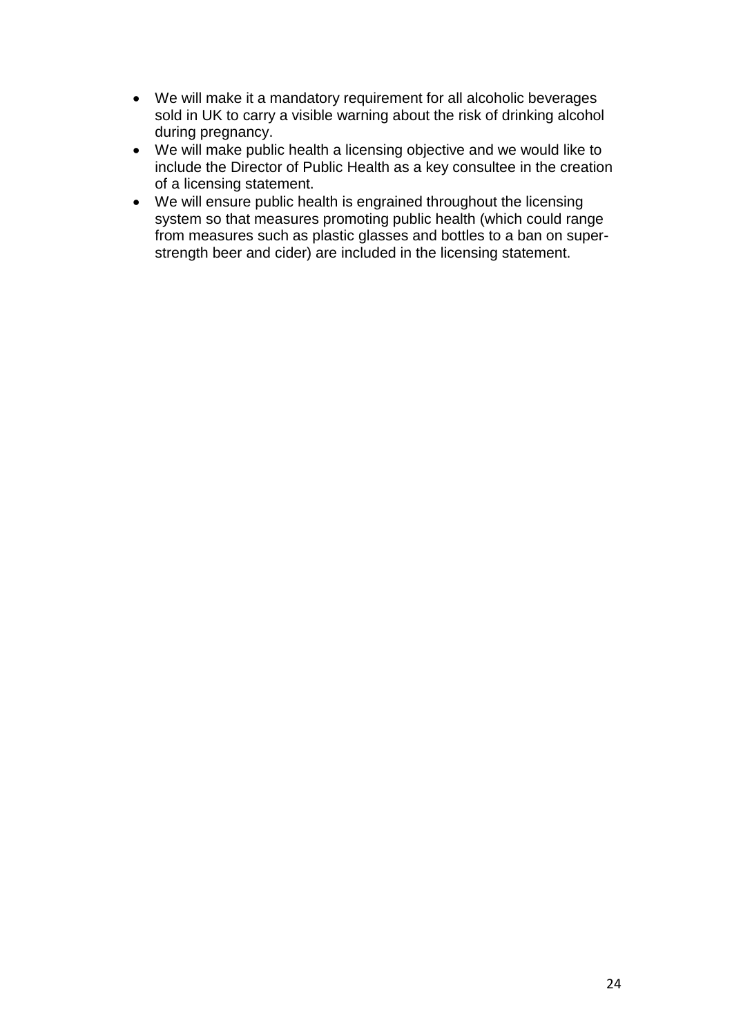- We will make it a mandatory requirement for all alcoholic beverages sold in UK to carry a visible warning about the risk of drinking alcohol during pregnancy.
- We will make public health a licensing objective and we would like to include the Director of Public Health as a key consultee in the creation of a licensing statement.
- We will ensure public health is engrained throughout the licensing system so that measures promoting public health (which could range from measures such as plastic glasses and bottles to a ban on super-strength beer and cider) are included in the licensing statement.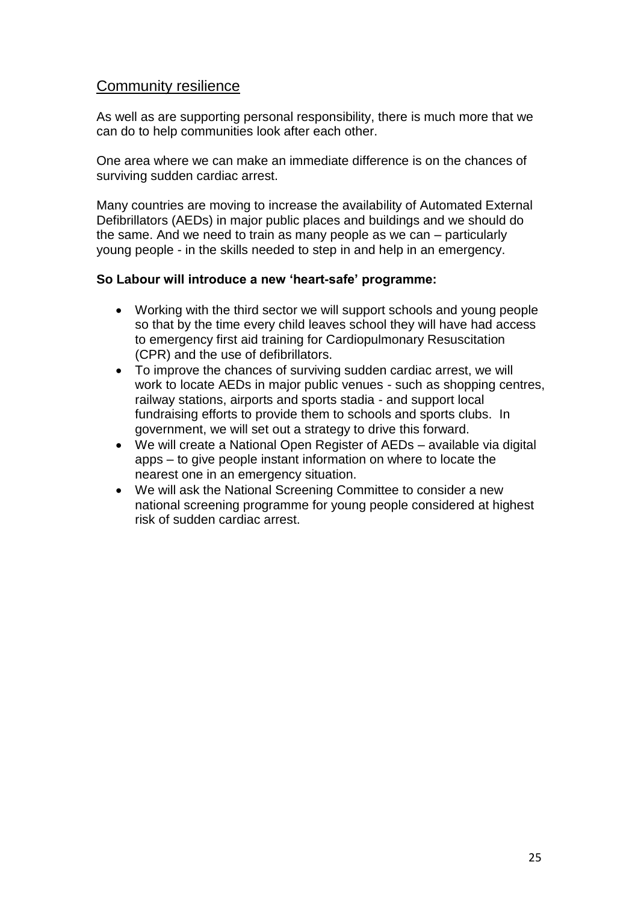## Community resilience

As well as are supporting personal responsibility, there is much more that we can do to help communities look after each other.

One area where we can make an immediate difference is on the chances of surviving sudden cardiac arrest.

Many countries are moving to increase the availability of Automated External Defibrillators (AEDs) in major public places and buildings and we should do the same. And we need to train as many people as we can – particularly young people - in the skills needed to step in and help in an emergency.

**So Labour will introduce a new 'heart-safe' programme:**

- Working with the third sector we will support schools and young people so that by the time every child leaves school they will have had access to emergency first aid training for Cardiopulmonary Resuscitation (CPR) and the use of defibrillators.
- To improve the chances of surviving sudden cardiac arrest, we will work to locate AEDs in major public venues - such as shopping centres, railway stations, airports and sports stadia - and support local fundraising efforts to provide them to schools and sports clubs. In government, we will set out a strategy to drive this forward.
- We will create a National Open Register of AEDs – available via digital apps – to give people instant information on where to locate the nearest one in an emergency situation.
- We will ask the National Screening Committee to consider a new national screening programme for young people considered at highest risk of sudden cardiac arrest.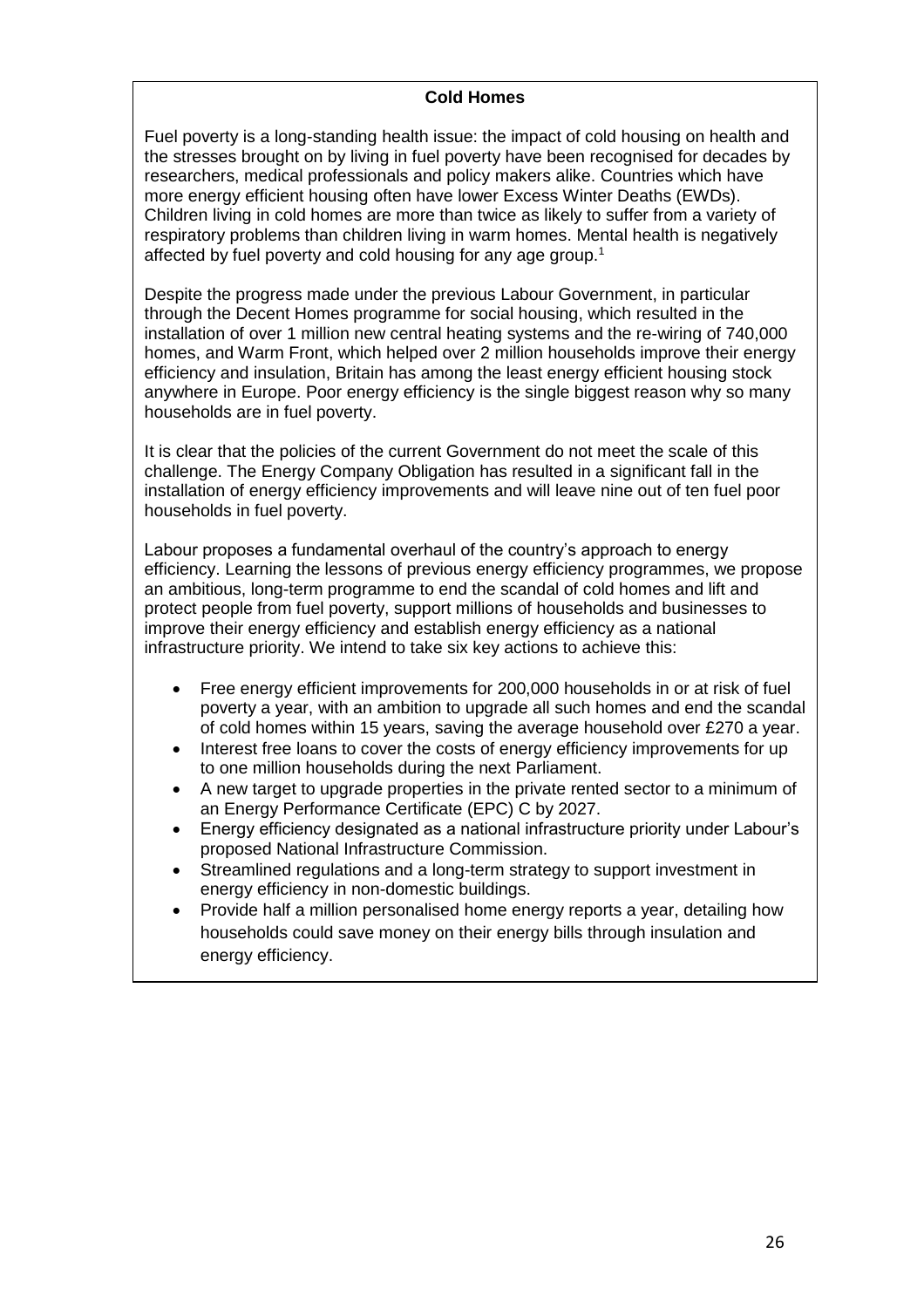## Cold Homes

Fuel poverty is a long-standing health issue: the impact of cold housing on health and the stresses brought on by living in fuel poverty have been recognised for decades by researchers, medical professionals and policy makers alike. Countries which have more energy efficient housing often have lower Excess Winter Deaths (EWDs). Children living in cold homes are more than twice as likely to suffer from a variety of respiratory problems than children living in warm homes. Mental health is negatively affected by fuel poverty and cold housing for any age group.[1]

Despite the progress made under the previous Labour Government, in particular through the Decent Homes programme for social housing, which resulted in the installation of over 1 million new central heating systems and the re-wiring of 740,000 homes, and Warm Front, which helped over 2 million households improve their energy efficiency and insulation, Britain has among the least energy efficient housing stock anywhere in Europe. Poor energy efficiency is the single biggest reason why so many households are in fuel poverty.

It is clear that the policies of the current Government do not meet the scale of this challenge. The Energy Company Obligation has resulted in a significant fall in the installation of energy efficiency improvements and will leave nine out of ten fuel poor households in fuel poverty.

Labour proposes a fundamental overhaul of the country's approach to energy efficiency. Learning the lessons of previous energy efficiency programmes, we propose an ambitious, long-term programme to end the scandal of cold homes and lift and protect people from fuel poverty, support millions of households and businesses to improve their energy efficiency and establish energy efficiency as a national infrastructure priority. We intend to take six key actions to achieve this:

- Free energy efficient improvements for 200,000 households in or at risk of fuel poverty a year, with an ambition to upgrade all such homes and end the scandal of cold homes within 15 years, saving the average household over £270 a year.
- Interest free loans to cover the costs of energy efficiency improvements for up to one million households during the next Parliament.
- A new target to upgrade properties in the private rented sector to a minimum of an Energy Performance Certificate (EPC) C by 2027.
- Energy efficiency designated as a national infrastructure priority under Labour's proposed National Infrastructure Commission.
- Streamlined regulations and a long-term strategy to support investment in energy efficiency in non-domestic buildings.
- Provide half a million personalised home energy reports a year, detailing how households could save money on their energy bills through insulation and energy efficiency.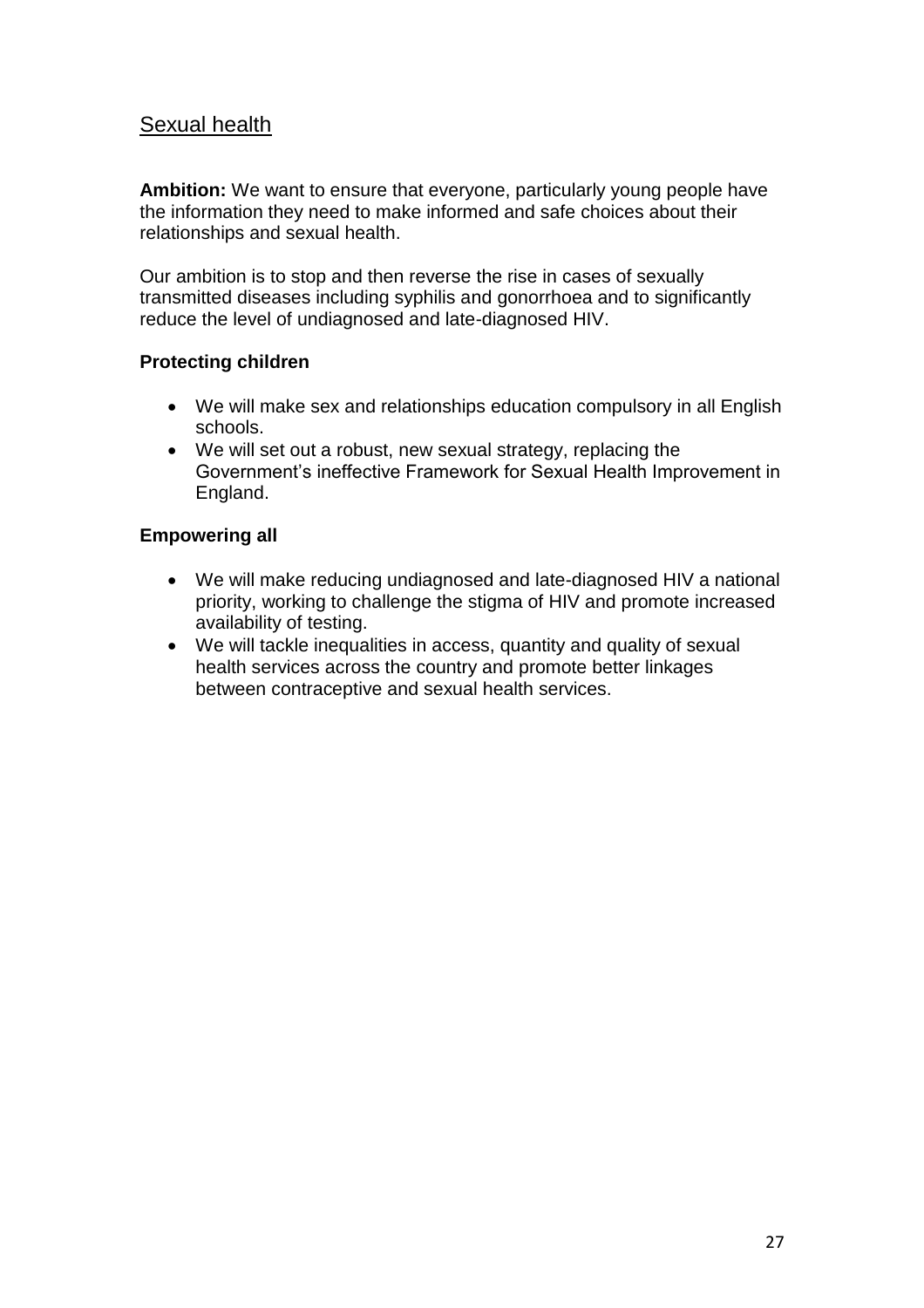## Sexual health

**Ambition:** We want to ensure that everyone, particularly young people have the information they need to make informed and safe choices about their relationships and sexual health.

Our ambition is to stop and then reverse the rise in cases of sexually transmitted diseases including syphilis and gonorrhoea and to significantly reduce the level of undiagnosed and late-diagnosed HIV.

**Protecting children**

- We will make sex and relationships education compulsory in all English schools.
- We will set out a robust, new sexual strategy, replacing the Government's ineffective Framework for Sexual Health Improvement in England.

**Empowering all**

- We will make reducing undiagnosed and late-diagnosed HIV a national priority, working to challenge the stigma of HIV and promote increased availability of testing.
- We will tackle inequalities in access, quantity and quality of sexual health services across the country and promote better linkages between contraceptive and sexual health services.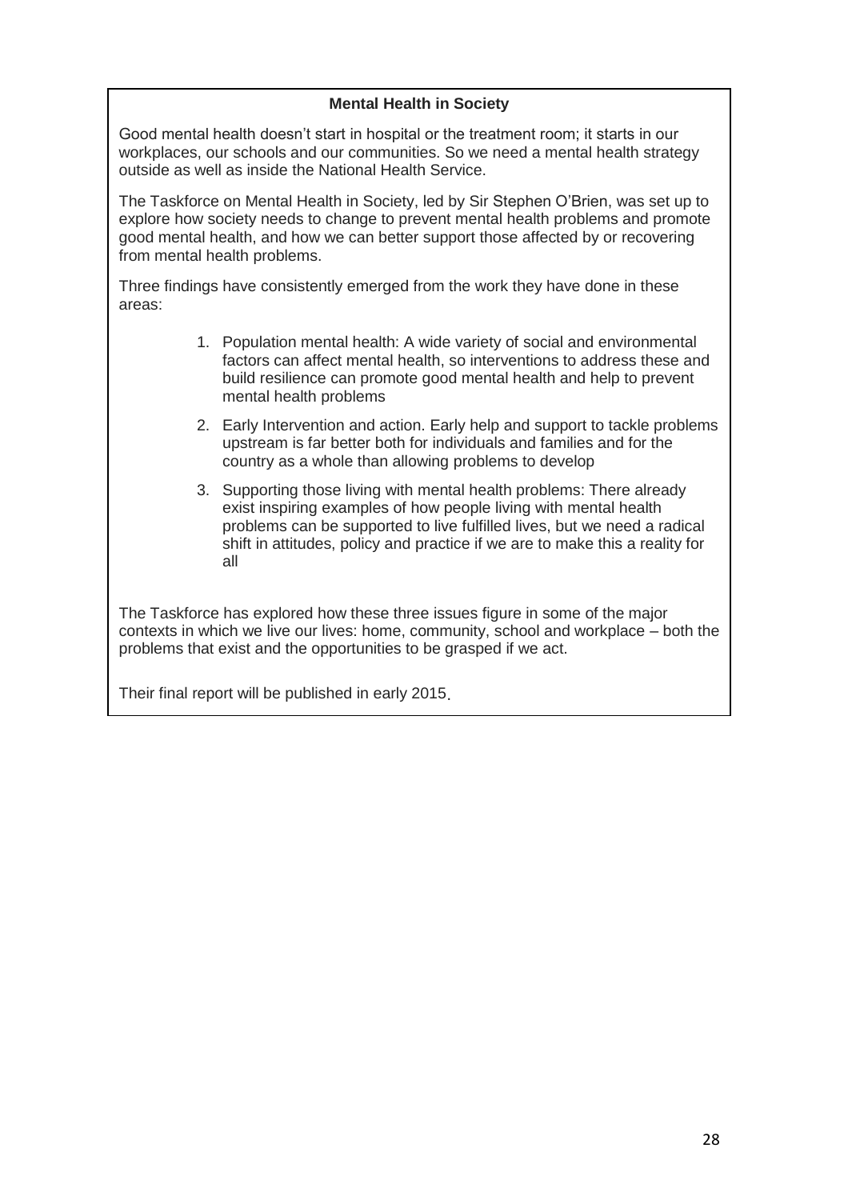**Mental Health in Society**

Good mental health doesn't start in hospital or the treatment room; it starts in our workplaces, our schools and our communities. So we need a mental health strategy outside as well as inside the National Health Service.

The Taskforce on Mental Health in Society, led by Sir Stephen O'Brien, was set up to explore how society needs to change to prevent mental health problems and promote good mental health, and how we can better support those affected by or recovering from mental health problems.

Three findings have consistently emerged from the work they have done in these areas:

1. Population mental health: A wide variety of social and environmental factors can affect mental health, so interventions to address these and build resilience can promote good mental health and help to prevent mental health problems
2. Early Intervention and action. Early help and support to tackle problems upstream is far better both for individuals and families and for the country as a whole than allowing problems to develop
3. Supporting those living with mental health problems: There already exist inspiring examples of how people living with mental health problems can be supported to live fulfilled lives, but we need a radical shift in attitudes, policy and practice if we are to make this a reality for all

The Taskforce has explored how these three issues figure in some of the major contexts in which we live our lives: home, community, school and workplace – both the problems that exist and the opportunities to be grasped if we act.

Their final report will be published in early 2015.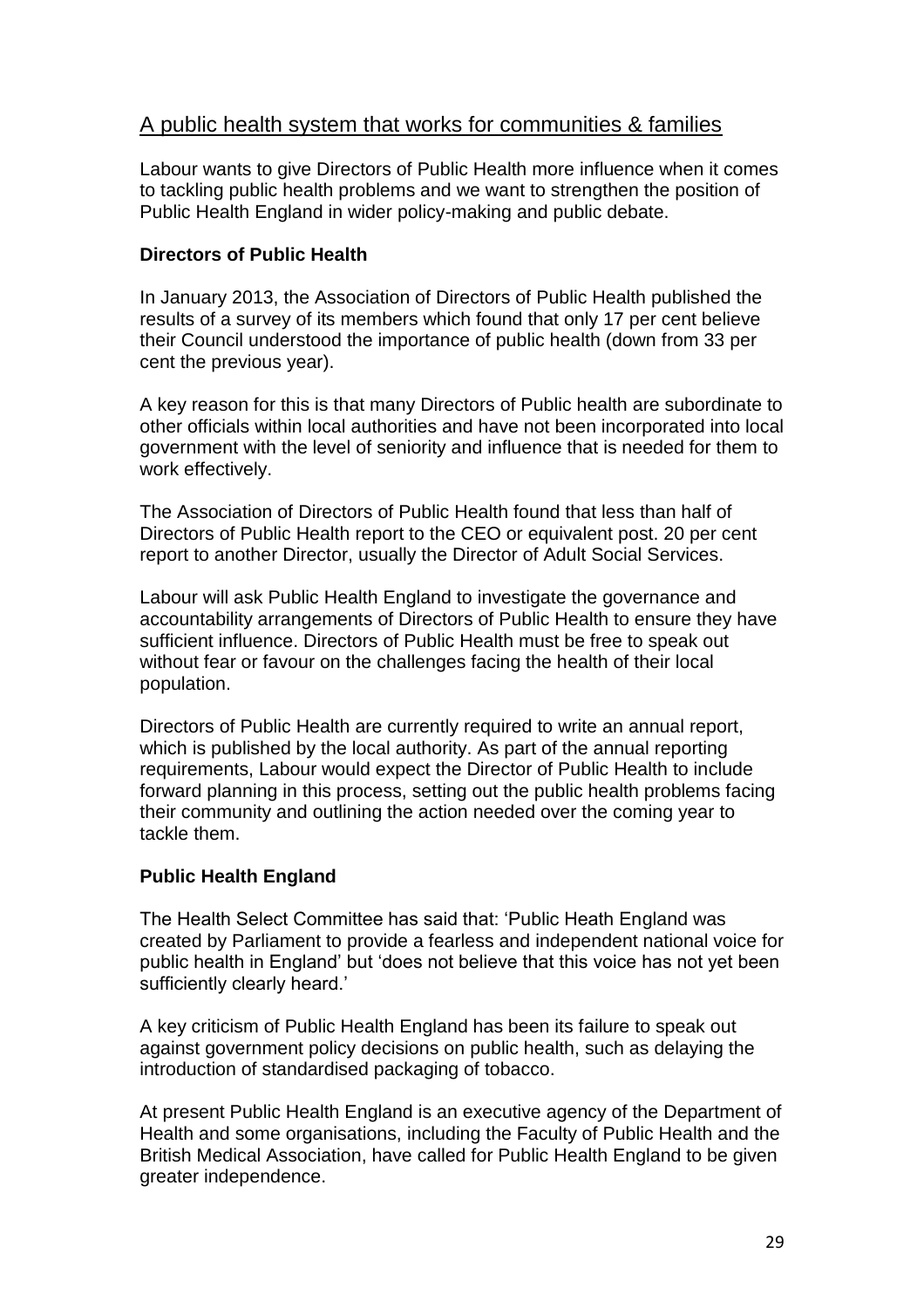## A public health system that works for communities & families

Labour wants to give Directors of Public Health more influence when it comes to tackling public health problems and we want to strengthen the position of Public Health England in wider policy-making and public debate.

### Directors of Public Health

In January 2013, the Association of Directors of Public Health published the results of a survey of its members which found that only 17 per cent believe their Council understood the importance of public health (down from 33 per cent the previous year).

A key reason for this is that many Directors of Public health are subordinate to other officials within local authorities and have not been incorporated into local government with the level of seniority and influence that is needed for them to work effectively.

The Association of Directors of Public Health found that less than half of Directors of Public Health report to the CEO or equivalent post. 20 per cent report to another Director, usually the Director of Adult Social Services.

Labour will ask Public Health England to investigate the governance and accountability arrangements of Directors of Public Health to ensure they have sufficient influence. Directors of Public Health must be free to speak out without fear or favour on the challenges facing the health of their local population.

Directors of Public Health are currently required to write an annual report, which is published by the local authority. As part of the annual reporting requirements, Labour would expect the Director of Public Health to include forward planning in this process, setting out the public health problems facing their community and outlining the action needed over the coming year to tackle them.

### Public Health England

The Health Select Committee has said that: 'Public Heath England was created by Parliament to provide a fearless and independent national voice for public health in England' but 'does not believe that this voice has not yet been sufficiently clearly heard.'

A key criticism of Public Health England has been its failure to speak out against government policy decisions on public health, such as delaying the introduction of standardised packaging of tobacco.

At present Public Health England is an executive agency of the Department of Health and some organisations, including the Faculty of Public Health and the British Medical Association, have called for Public Health England to be given greater independence.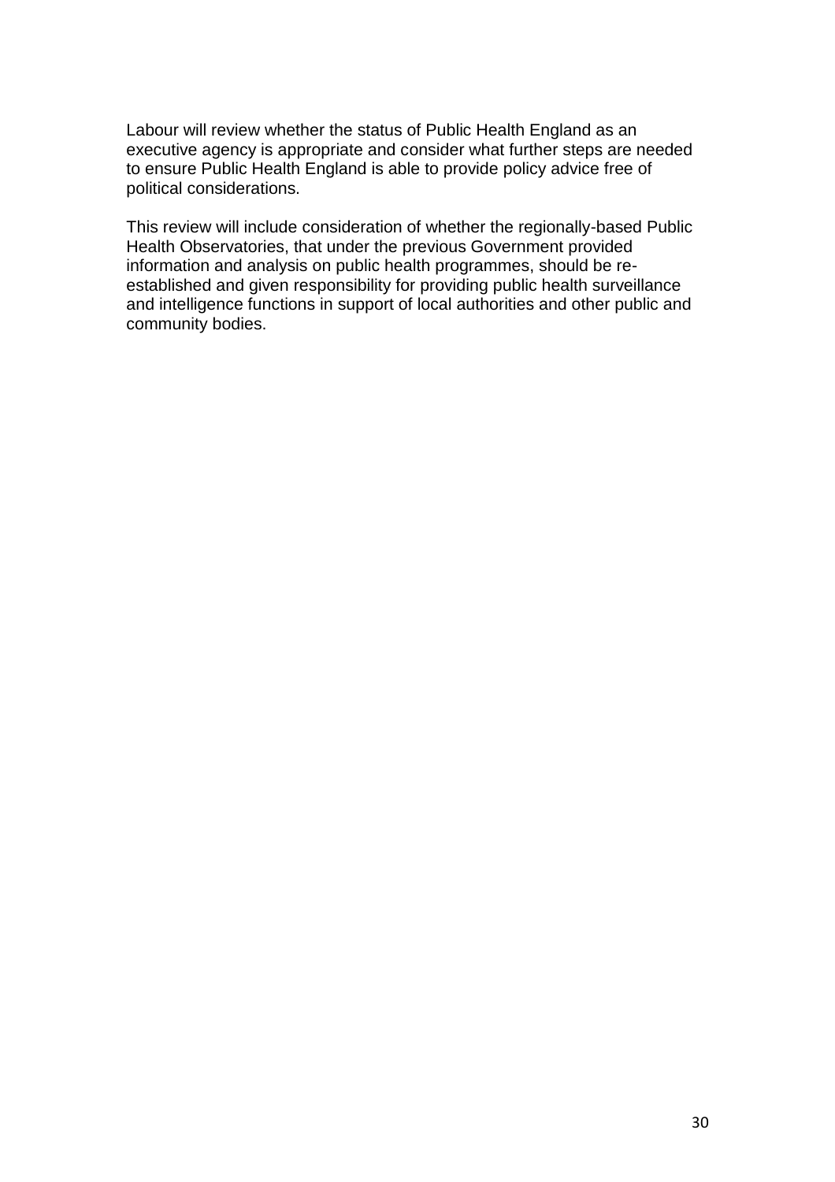Labour will review whether the status of Public Health England as an executive agency is appropriate and consider what further steps are needed to ensure Public Health England is able to provide policy advice free of political considerations.

This review will include consideration of whether the regionally-based Public Health Observatories, that under the previous Government provided information and analysis on public health programmes, should be re-established and given responsibility for providing public health surveillance and intelligence functions in support of local authorities and other public and community bodies.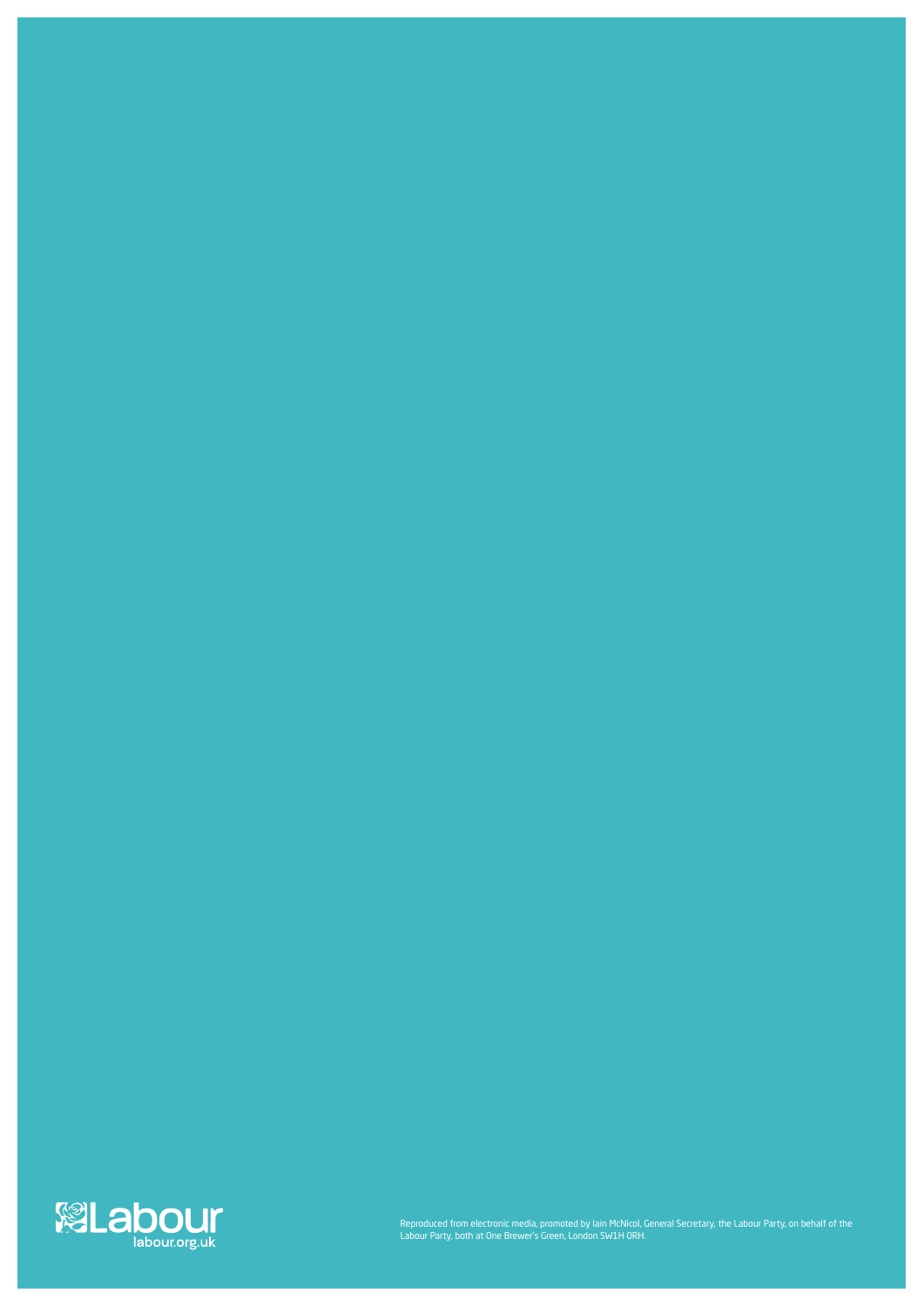Labour

labour.org.uk

Reproduced from electronic media, promoted by Iain McNicol, General Secretary, the Labour Party, on behalf of the Labour Party, both at One Brewer's Green, London SW1H 0RH.